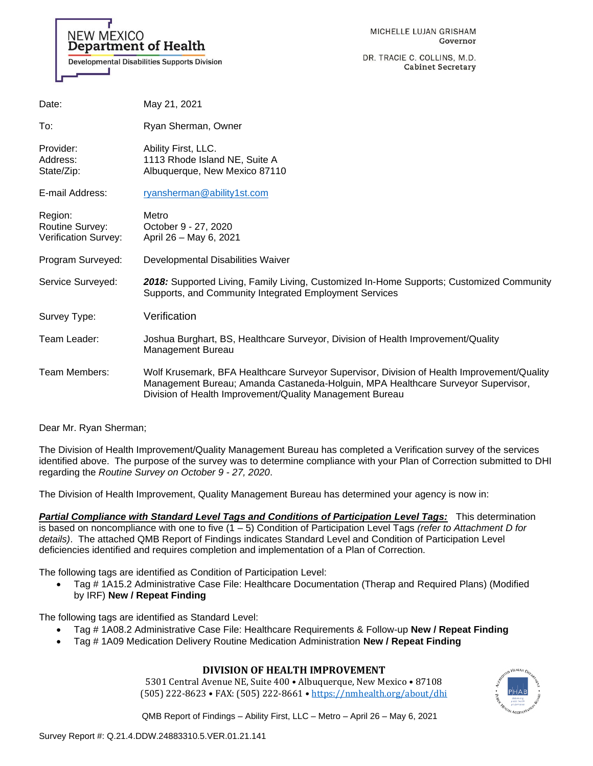NEW MEXICO
**Department of Health**
Developmental Disabilities Supports Division

MICHELLE LUJAN GRISHAM
Governor

DR. TRACIE C. COLLINS, M.D.
Cabinet Secretary

| | |
|---|---|
| Date: | May 21, 2021 |
| To: | Ryan Sherman, Owner |
| Provider:<br>Address:<br>State/Zip: | Ability First, LLC.<br>1113 Rhode Island NE, Suite A<br>Albuquerque, New Mexico 87110 |
| E-mail Address: | ryansherman@ability1st.com |
| Region:<br>Routine Survey:<br>Verification Survey: | Metro<br>October 9 - 27, 2020<br>April 26 – May 6, 2021 |
| Program Surveyed: | Developmental Disabilities Waiver |
| Service Surveyed: | ***2018:*** Supported Living, Family Living, Customized In-Home Supports; Customized Community Supports, and Community Integrated Employment Services |
| Survey Type: | Verification |
| Team Leader: | Joshua Burghart, BS, Healthcare Surveyor, Division of Health Improvement/Quality Management Bureau |
| Team Members: | Wolf Krusemark, BFA Healthcare Surveyor Supervisor, Division of Health Improvement/Quality Management Bureau; Amanda Castaneda-Holguin, MPA Healthcare Surveyor Supervisor, Division of Health Improvement/Quality Management Bureau |

Dear Mr. Ryan Sherman;

The Division of Health Improvement/Quality Management Bureau has completed a Verification survey of the services identified above. The purpose of the survey was to determine compliance with your Plan of Correction submitted to DHI regarding the *Routine Survey on October 9 - 27, 2020*.

The Division of Health Improvement, Quality Management Bureau has determined your agency is now in:

***Partial Compliance with Standard Level Tags and Conditions of Participation Level Tags:*** This determination is based on noncompliance with one to five (1 – 5) Condition of Participation Level Tags *(refer to Attachment D for details)*. The attached QMB Report of Findings indicates Standard Level and Condition of Participation Level deficiencies identified and requires completion and implementation of a Plan of Correction.

The following tags are identified as Condition of Participation Level:

- Tag # 1A15.2 Administrative Case File: Healthcare Documentation (Therap and Required Plans) (Modified by IRF) **New / Repeat Finding**

The following tags are identified as Standard Level:

- Tag # 1A08.2 Administrative Case File: Healthcare Requirements & Follow-up **New / Repeat Finding**
- Tag # 1A09 Medication Delivery Routine Medication Administration **New / Repeat Finding**

**DIVISION OF HEALTH IMPROVEMENT**
5301 Central Avenue NE, Suite 400 • Albuquerque, New Mexico • 87108
(505) 222-8623 • FAX: (505) 222-8661 • https://nmhealth.org/about/dhi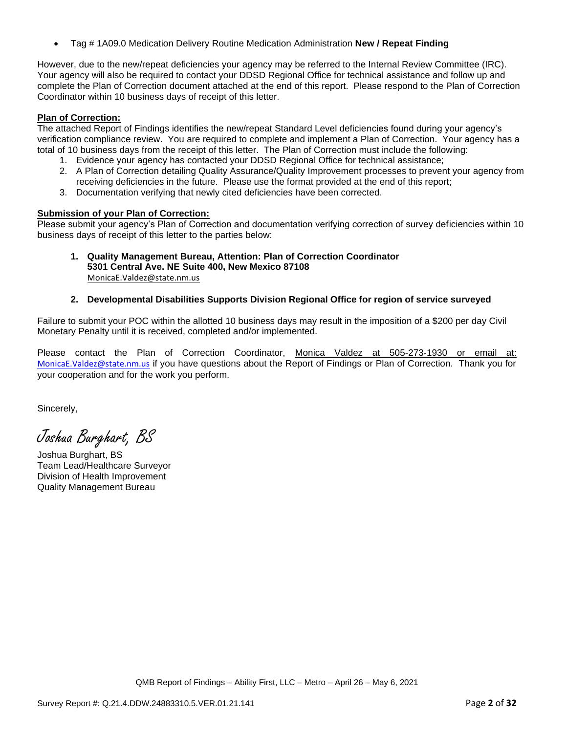- Tag # 1A09.0 Medication Delivery Routine Medication Administration **New / Repeat Finding**

However, due to the new/repeat deficiencies your agency may be referred to the Internal Review Committee (IRC). Your agency will also be required to contact your DDSD Regional Office for technical assistance and follow up and complete the Plan of Correction document attached at the end of this report. Please respond to the Plan of Correction Coordinator within 10 business days of receipt of this letter.

**Plan of Correction:**

The attached Report of Findings identifies the new/repeat Standard Level deficiencies found during your agency's verification compliance review. You are required to complete and implement a Plan of Correction. Your agency has a total of 10 business days from the receipt of this letter. The Plan of Correction must include the following:

1. Evidence your agency has contacted your DDSD Regional Office for technical assistance;
2. A Plan of Correction detailing Quality Assurance/Quality Improvement processes to prevent your agency from receiving deficiencies in the future. Please use the format provided at the end of this report;
3. Documentation verifying that newly cited deficiencies have been corrected.

**Submission of your Plan of Correction:**

Please submit your agency's Plan of Correction and documentation verifying correction of survey deficiencies within 10 business days of receipt of this letter to the parties below:

1. **Quality Management Bureau, Attention: Plan of Correction Coordinator**
   **5301 Central Ave. NE Suite 400, New Mexico 87108**
   MonicaE.Valdez@state.nm.us

2. **Developmental Disabilities Supports Division Regional Office for region of service surveyed**

Failure to submit your POC within the allotted 10 business days may result in the imposition of a $200 per day Civil Monetary Penalty until it is received, completed and/or implemented.

Please contact the Plan of Correction Coordinator, Monica Valdez at 505-273-1930 or email at: MonicaE.Valdez@state.nm.us if you have questions about the Report of Findings or Plan of Correction. Thank you for your cooperation and for the work you perform.

Sincerely,

*Joshua Burghart, BS*

Joshua Burghart, BS
Team Lead/Healthcare Surveyor
Division of Health Improvement
Quality Management Bureau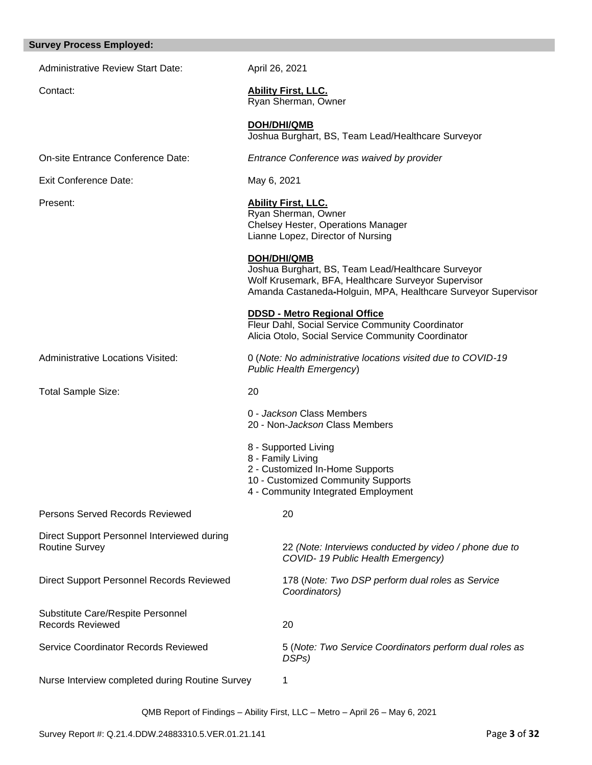## Survey Process Employed:

| | |
|---|---|
| Administrative Review Start Date: | April 26, 2021 |
| Contact: | **Ability First, LLC.**<br>Ryan Sherman, Owner<br><br>**DOH/DHI/QMB**<br>Joshua Burghart, BS, Team Lead/Healthcare Surveyor |
| On-site Entrance Conference Date: | *Entrance Conference was waived by provider* |
| Exit Conference Date: | May 6, 2021 |
| Present: | **Ability First, LLC.**<br>Ryan Sherman, Owner<br>Chelsey Hester, Operations Manager<br>Lianne Lopez, Director of Nursing<br><br>**DOH/DHI/QMB**<br>Joshua Burghart, BS, Team Lead/Healthcare Surveyor<br>Wolf Krusemark, BFA, Healthcare Surveyor Supervisor<br>Amanda Castaneda-Holguin, MPA, Healthcare Surveyor Supervisor<br><br>**DDSD - Metro Regional Office**<br>Fleur Dahl, Social Service Community Coordinator<br>Alicia Otolo, Social Service Community Coordinator |
| Administrative Locations Visited: | 0 (*Note: No administrative locations visited due to COVID-19 Public Health Emergency*) |
| Total Sample Size: | 20<br><br>0 - *Jackson* Class Members<br>20 - Non-*Jackson* Class Members<br><br>8 - Supported Living<br>8 - Family Living<br>2 - Customized In-Home Supports<br>10 - Customized Community Supports<br>4 - Community Integrated Employment |
| Persons Served Records Reviewed | 20 |
| Direct Support Personnel Interviewed during Routine Survey | 22 *(Note: Interviews conducted by video / phone due to COVID- 19 Public Health Emergency)* |
| Direct Support Personnel Records Reviewed | 178 (*Note: Two DSP perform dual roles as Service Coordinators)* |
| Substitute Care/Respite Personnel Records Reviewed | 20 |
| Service Coordinator Records Reviewed | 5 (*Note: Two Service Coordinators perform dual roles as DSPs)* |
| Nurse Interview completed during Routine Survey | 1 |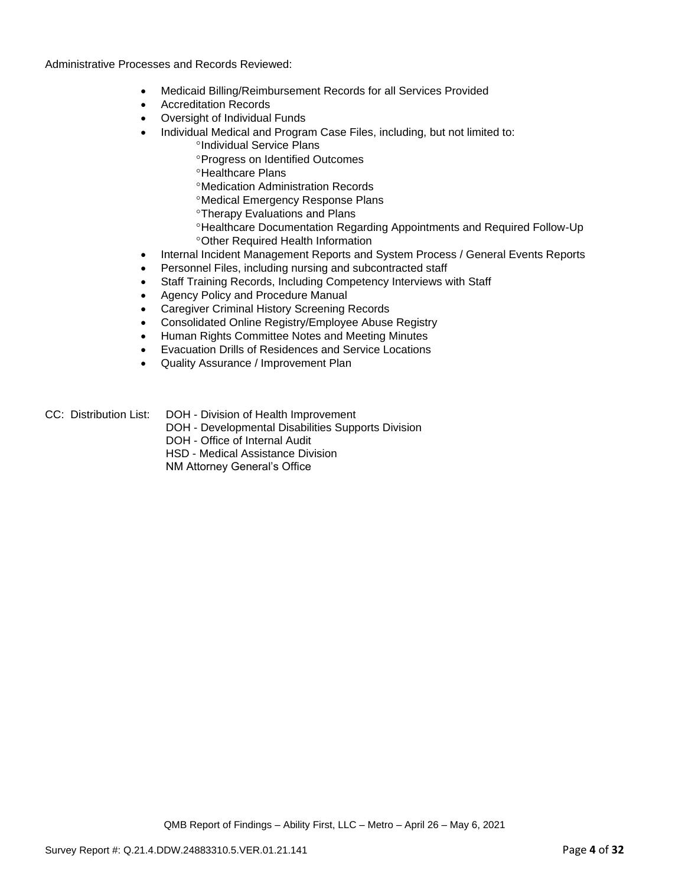Administrative Processes and Records Reviewed:

- Medicaid Billing/Reimbursement Records for all Services Provided
- Accreditation Records
- Oversight of Individual Funds
- Individual Medical and Program Case Files, including, but not limited to:
  - °Individual Service Plans
  - °Progress on Identified Outcomes
  - °Healthcare Plans
  - °Medication Administration Records
  - °Medical Emergency Response Plans
  - °Therapy Evaluations and Plans
  - °Healthcare Documentation Regarding Appointments and Required Follow-Up
  - °Other Required Health Information
- Internal Incident Management Reports and System Process / General Events Reports
- Personnel Files, including nursing and subcontracted staff
- Staff Training Records, Including Competency Interviews with Staff
- Agency Policy and Procedure Manual
- Caregiver Criminal History Screening Records
- Consolidated Online Registry/Employee Abuse Registry
- Human Rights Committee Notes and Meeting Minutes
- Evacuation Drills of Residences and Service Locations
- Quality Assurance / Improvement Plan

CC: Distribution List: DOH - Division of Health Improvement
DOH - Developmental Disabilities Supports Division
DOH - Office of Internal Audit
HSD - Medical Assistance Division
NM Attorney General's Office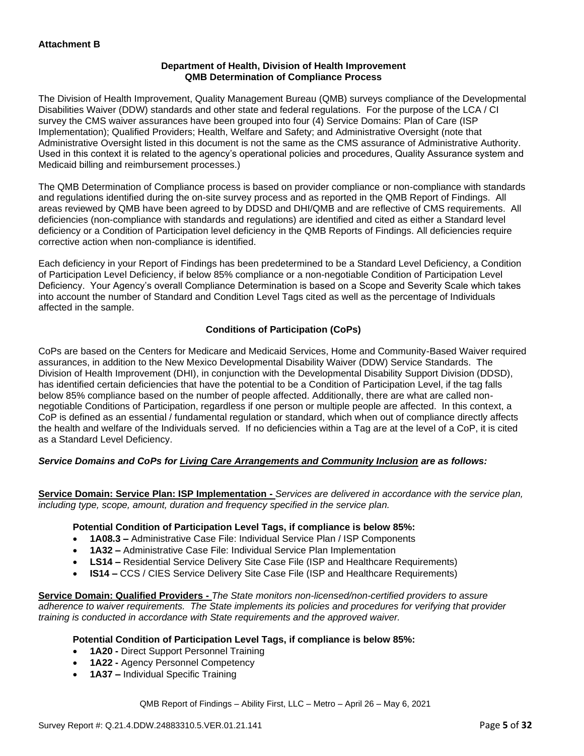**Attachment B**

**Department of Health, Division of Health Improvement**
**QMB Determination of Compliance Process**

The Division of Health Improvement, Quality Management Bureau (QMB) surveys compliance of the Developmental Disabilities Waiver (DDW) standards and other state and federal regulations. For the purpose of the LCA / CI survey the CMS waiver assurances have been grouped into four (4) Service Domains: Plan of Care (ISP Implementation); Qualified Providers; Health, Welfare and Safety; and Administrative Oversight (note that Administrative Oversight listed in this document is not the same as the CMS assurance of Administrative Authority. Used in this context it is related to the agency's operational policies and procedures, Quality Assurance system and Medicaid billing and reimbursement processes.)

The QMB Determination of Compliance process is based on provider compliance or non-compliance with standards and regulations identified during the on-site survey process and as reported in the QMB Report of Findings. All areas reviewed by QMB have been agreed to by DDSD and DHI/QMB and are reflective of CMS requirements. All deficiencies (non-compliance with standards and regulations) are identified and cited as either a Standard level deficiency or a Condition of Participation level deficiency in the QMB Reports of Findings. All deficiencies require corrective action when non-compliance is identified.

Each deficiency in your Report of Findings has been predetermined to be a Standard Level Deficiency, a Condition of Participation Level Deficiency, if below 85% compliance or a non-negotiable Condition of Participation Level Deficiency. Your Agency's overall Compliance Determination is based on a Scope and Severity Scale which takes into account the number of Standard and Condition Level Tags cited as well as the percentage of Individuals affected in the sample.

**Conditions of Participation (CoPs)**

CoPs are based on the Centers for Medicare and Medicaid Services, Home and Community-Based Waiver required assurances, in addition to the New Mexico Developmental Disability Waiver (DDW) Service Standards. The Division of Health Improvement (DHI), in conjunction with the Developmental Disability Support Division (DDSD), has identified certain deficiencies that have the potential to be a Condition of Participation Level, if the tag falls below 85% compliance based on the number of people affected. Additionally, there are what are called non-negotiable Conditions of Participation, regardless if one person or multiple people are affected. In this context, a CoP is defined as an essential / fundamental regulation or standard, which when out of compliance directly affects the health and welfare of the Individuals served. If no deficiencies within a Tag are at the level of a CoP, it is cited as a Standard Level Deficiency.

***Service Domains and CoPs for Living Care Arrangements and Community Inclusion are as follows:***

**Service Domain: Service Plan: ISP Implementation -** *Services are delivered in accordance with the service plan, including type, scope, amount, duration and frequency specified in the service plan.*

**Potential Condition of Participation Level Tags, if compliance is below 85%:**

- **1A08.3 –** Administrative Case File: Individual Service Plan / ISP Components
- **1A32 –** Administrative Case File: Individual Service Plan Implementation
- **LS14 –** Residential Service Delivery Site Case File (ISP and Healthcare Requirements)
- **IS14 –** CCS / CIES Service Delivery Site Case File (ISP and Healthcare Requirements)

**Service Domain: Qualified Providers -** *The State monitors non-licensed/non-certified providers to assure adherence to waiver requirements. The State implements its policies and procedures for verifying that provider training is conducted in accordance with State requirements and the approved waiver.*

**Potential Condition of Participation Level Tags, if compliance is below 85%:**

- **1A20 -** Direct Support Personnel Training
- **1A22 -** Agency Personnel Competency
- **1A37 –** Individual Specific Training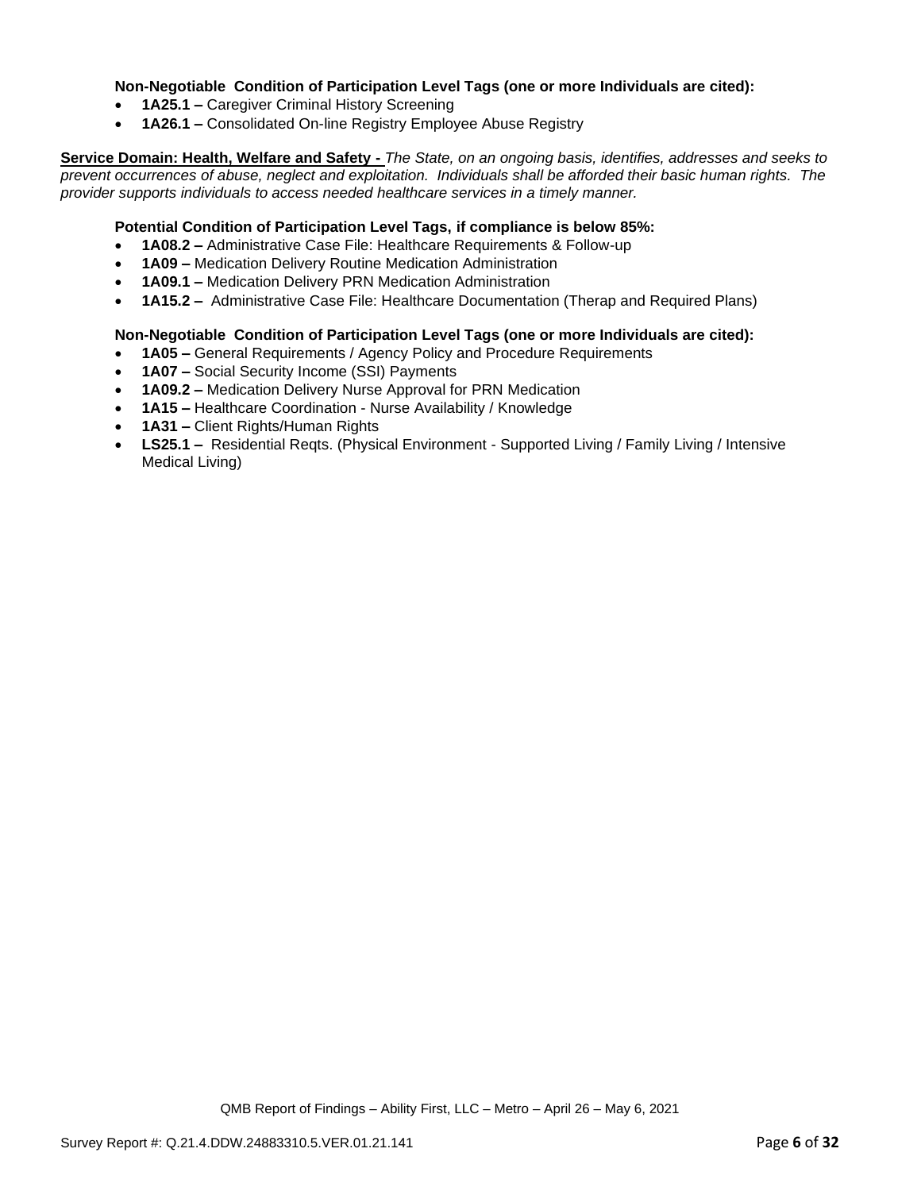**Non-Negotiable Condition of Participation Level Tags (one or more Individuals are cited):**

- **1A25.1 –** Caregiver Criminal History Screening
- **1A26.1 –** Consolidated On-line Registry Employee Abuse Registry

**Service Domain: Health, Welfare and Safety -** *The State, on an ongoing basis, identifies, addresses and seeks to prevent occurrences of abuse, neglect and exploitation. Individuals shall be afforded their basic human rights. The provider supports individuals to access needed healthcare services in a timely manner.*

**Potential Condition of Participation Level Tags, if compliance is below 85%:**

- **1A08.2 –** Administrative Case File: Healthcare Requirements & Follow-up
- **1A09 –** Medication Delivery Routine Medication Administration
- **1A09.1 –** Medication Delivery PRN Medication Administration
- **1A15.2 –** Administrative Case File: Healthcare Documentation (Therap and Required Plans)

**Non-Negotiable Condition of Participation Level Tags (one or more Individuals are cited):**

- **1A05 –** General Requirements / Agency Policy and Procedure Requirements
- **1A07 –** Social Security Income (SSI) Payments
- **1A09.2 –** Medication Delivery Nurse Approval for PRN Medication
- **1A15 –** Healthcare Coordination - Nurse Availability / Knowledge
- **1A31 –** Client Rights/Human Rights
- **LS25.1 –** Residential Reqts. (Physical Environment - Supported Living / Family Living / Intensive Medical Living)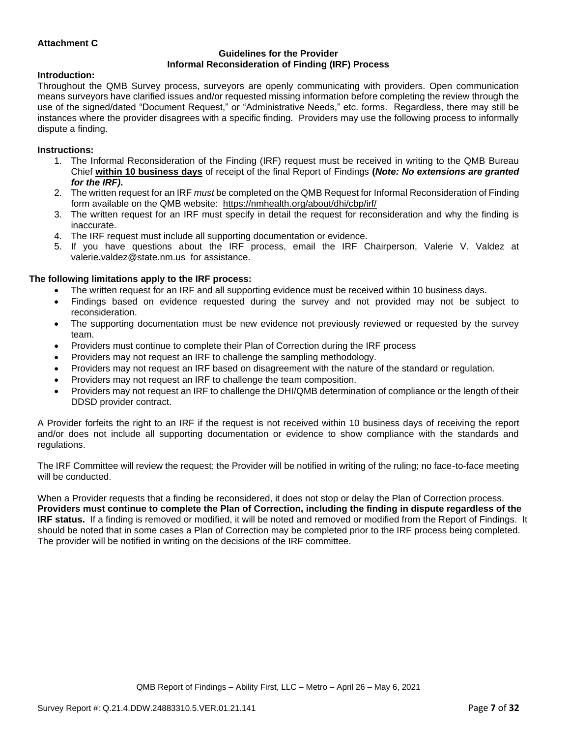**Attachment C**

**Guidelines for the Provider**
**Informal Reconsideration of Finding (IRF) Process**

**Introduction:**

Throughout the QMB Survey process, surveyors are openly communicating with providers. Open communication means surveyors have clarified issues and/or requested missing information before completing the review through the use of the signed/dated "Document Request," or "Administrative Needs," etc. forms. Regardless, there may still be instances where the provider disagrees with a specific finding. Providers may use the following process to informally dispute a finding.

**Instructions:**

1. The Informal Reconsideration of the Finding (IRF) request must be received in writing to the QMB Bureau Chief **within 10 business days** of receipt of the final Report of Findings **(*Note: No extensions are granted for the IRF).***
2. The written request for an IRF *must* be completed on the QMB Request for Informal Reconsideration of Finding form available on the QMB website: https://nmhealth.org/about/dhi/cbp/irf/
3. The written request for an IRF must specify in detail the request for reconsideration and why the finding is inaccurate.
4. The IRF request must include all supporting documentation or evidence.
5. If you have questions about the IRF process, email the IRF Chairperson, Valerie V. Valdez at valerie.valdez@state.nm.us for assistance.

**The following limitations apply to the IRF process:**

- The written request for an IRF and all supporting evidence must be received within 10 business days.
- Findings based on evidence requested during the survey and not provided may not be subject to reconsideration.
- The supporting documentation must be new evidence not previously reviewed or requested by the survey team.
- Providers must continue to complete their Plan of Correction during the IRF process
- Providers may not request an IRF to challenge the sampling methodology.
- Providers may not request an IRF based on disagreement with the nature of the standard or regulation.
- Providers may not request an IRF to challenge the team composition.
- Providers may not request an IRF to challenge the DHI/QMB determination of compliance or the length of their DDSD provider contract.

A Provider forfeits the right to an IRF if the request is not received within 10 business days of receiving the report and/or does not include all supporting documentation or evidence to show compliance with the standards and regulations.

The IRF Committee will review the request; the Provider will be notified in writing of the ruling; no face-to-face meeting will be conducted.

When a Provider requests that a finding be reconsidered, it does not stop or delay the Plan of Correction process. **Providers must continue to complete the Plan of Correction, including the finding in dispute regardless of the IRF status.** If a finding is removed or modified, it will be noted and removed or modified from the Report of Findings. It should be noted that in some cases a Plan of Correction may be completed prior to the IRF process being completed. The provider will be notified in writing on the decisions of the IRF committee.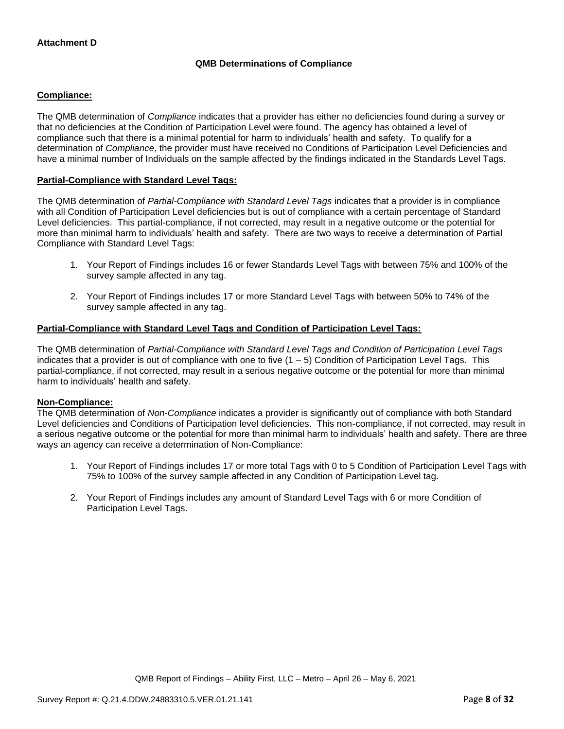**Attachment D**

**QMB Determinations of Compliance**

**Compliance:**

The QMB determination of *Compliance* indicates that a provider has either no deficiencies found during a survey or that no deficiencies at the Condition of Participation Level were found. The agency has obtained a level of compliance such that there is a minimal potential for harm to individuals' health and safety. To qualify for a determination of *Compliance*, the provider must have received no Conditions of Participation Level Deficiencies and have a minimal number of Individuals on the sample affected by the findings indicated in the Standards Level Tags.

**Partial-Compliance with Standard Level Tags:**

The QMB determination of *Partial-Compliance with Standard Level Tags* indicates that a provider is in compliance with all Condition of Participation Level deficiencies but is out of compliance with a certain percentage of Standard Level deficiencies. This partial-compliance, if not corrected, may result in a negative outcome or the potential for more than minimal harm to individuals' health and safety. There are two ways to receive a determination of Partial Compliance with Standard Level Tags:

1. Your Report of Findings includes 16 or fewer Standards Level Tags with between 75% and 100% of the survey sample affected in any tag.
2. Your Report of Findings includes 17 or more Standard Level Tags with between 50% to 74% of the survey sample affected in any tag.

**Partial-Compliance with Standard Level Tags and Condition of Participation Level Tags:**

The QMB determination of *Partial-Compliance with Standard Level Tags and Condition of Participation Level Tags* indicates that a provider is out of compliance with one to five (1 – 5) Condition of Participation Level Tags. This partial-compliance, if not corrected, may result in a serious negative outcome or the potential for more than minimal harm to individuals' health and safety.

**Non-Compliance:**

The QMB determination of *Non-Compliance* indicates a provider is significantly out of compliance with both Standard Level deficiencies and Conditions of Participation level deficiencies. This non-compliance, if not corrected, may result in a serious negative outcome or the potential for more than minimal harm to individuals' health and safety. There are three ways an agency can receive a determination of Non-Compliance:

1. Your Report of Findings includes 17 or more total Tags with 0 to 5 Condition of Participation Level Tags with 75% to 100% of the survey sample affected in any Condition of Participation Level tag.
2. Your Report of Findings includes any amount of Standard Level Tags with 6 or more Condition of Participation Level Tags.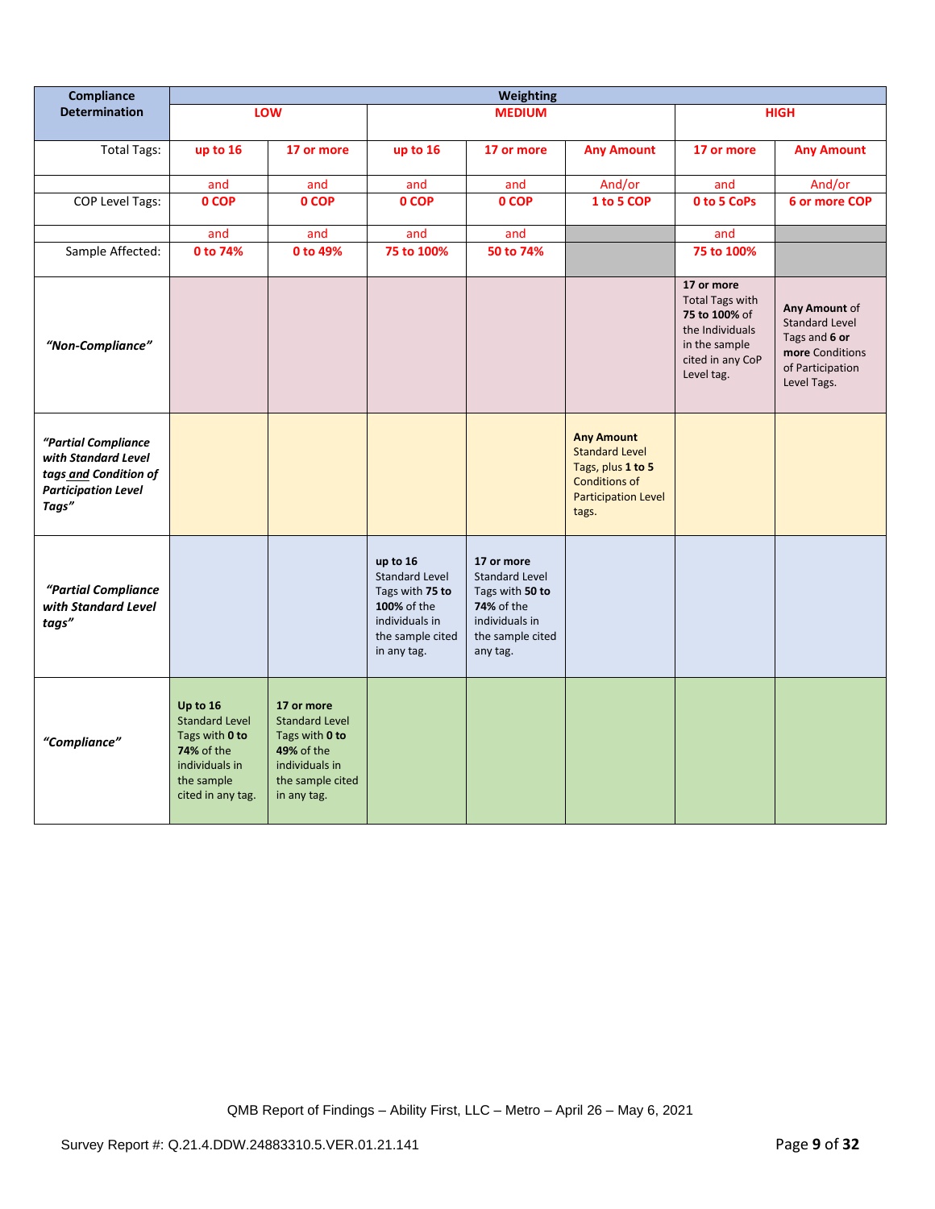| Compliance Determination | Weighting | | | | | | |
|---|---|---|---|---|---|---|---|
| | **LOW** | | **MEDIUM** | | | **HIGH** | |
| Total Tags: | **up to 16** | **17 or more** | **up to 16** | **17 or more** | **Any Amount** | **17 or more** | **Any Amount** |
| | and | and | and | and | And/or | and | And/or |
| COP Level Tags: | **0 COP** | **0 COP** | **0 COP** | **0 COP** | **1 to 5 COP** | **0 to 5 CoPs** | **6 or more COP** |
| | and | and | and | and | | and | |
| Sample Affected: | **0 to 74%** | **0 to 49%** | **75 to 100%** | **50 to 74%** | | **75 to 100%** | |
| ***"Non-Compliance"*** | | | | | | **17 or more** Total Tags with **75 to 100%** of the Individuals in the sample cited in any CoP Level tag. | **Any Amount** of Standard Level Tags and **6 or more** Conditions of Participation Level Tags. |
| ***"Partial Compliance with Standard Level tags and Condition of Participation Level Tags"*** | | | | | **Any Amount** Standard Level Tags, plus **1 to 5** Conditions of Participation Level tags. | | |
| ***"Partial Compliance with Standard Level tags"*** | | | **up to 16** Standard Level Tags with **75 to 100%** of the individuals in the sample cited in any tag. | **17 or more** Standard Level Tags with **50 to 74%** of the individuals in the sample cited any tag. | | | |
| ***"Compliance"*** | **Up to 16** Standard Level Tags with **0 to 74%** of the individuals in the sample cited in any tag. | **17 or more** Standard Level Tags with **0 to 49%** of the individuals in the sample cited in any tag. | | | | | |

QMB Report of Findings – Ability First, LLC – Metro – April 26 – May 6, 2021

Survey Report #: Q.21.4.DDW.24883310.5.VER.01.21.141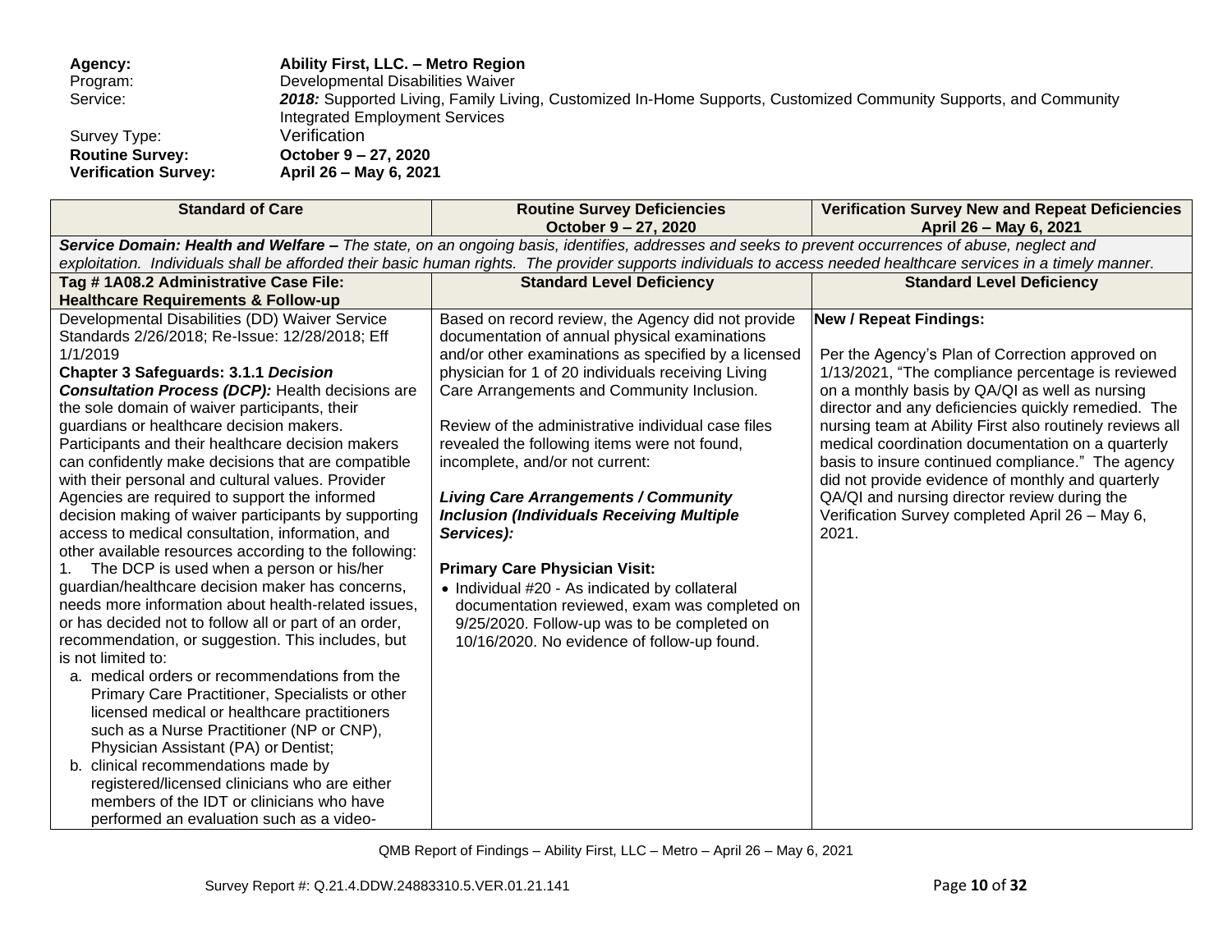| | |
|---|---|
| **Agency:** | **Ability First, LLC. – Metro Region** |
| Program: | Developmental Disabilities Waiver |
| Service: | ***2018:*** Supported Living, Family Living, Customized In-Home Supports, Customized Community Supports, and Community Integrated Employment Services |
| Survey Type: | Verification |
| **Routine Survey:** | **October 9 – 27, 2020** |
| **Verification Survey:** | **April 26 – May 6, 2021** |

| **Standard of Care** | **Routine Survey Deficiencies October 9 – 27, 2020** | **Verification Survey New and Repeat Deficiencies April 26 – May 6, 2021** |
|---|---|---|
| ***Service Domain: Health and Welfare –*** *The state, on an ongoing basis, identifies, addresses and seeks to prevent occurrences of abuse, neglect and exploitation. Individuals shall be afforded their basic human rights. The provider supports individuals to access needed healthcare services in a timely manner.* | | |
| **Tag # 1A08.2 Administrative Case File: Healthcare Requirements & Follow-up** | **Standard Level Deficiency** | **Standard Level Deficiency** |
| Developmental Disabilities (DD) Waiver Service Standards 2/26/2018; Re-Issue: 12/28/2018; Eff 1/1/2019<br>**Chapter 3 Safeguards: 3.1.1 *Decision Consultation Process (DCP):*** Health decisions are the sole domain of waiver participants, their guardians or healthcare decision makers. Participants and their healthcare decision makers can confidently make decisions that are compatible with their personal and cultural values. Provider Agencies are required to support the informed decision making of waiver participants by supporting access to medical consultation, information, and other available resources according to the following:<br>1. The DCP is used when a person or his/her guardian/healthcare decision maker has concerns, needs more information about health-related issues, or has decided not to follow all or part of an order, recommendation, or suggestion. This includes, but is not limited to:<br>a. medical orders or recommendations from the Primary Care Practitioner, Specialists or other licensed medical or healthcare practitioners such as a Nurse Practitioner (NP or CNP), Physician Assistant (PA) or Dentist;<br>b. clinical recommendations made by registered/licensed clinicians who are either members of the IDT or clinicians who have performed an evaluation such as a video- | Based on record review, the Agency did not provide documentation of annual physical examinations and/or other examinations as specified by a licensed physician for 1 of 20 individuals receiving Living Care Arrangements and Community Inclusion.<br><br>Review of the administrative individual case files revealed the following items were not found, incomplete, and/or not current:<br><br>***Living Care Arrangements / Community Inclusion (Individuals Receiving Multiple Services):***<br><br>**Primary Care Physician Visit:**<br>• Individual #20 - As indicated by collateral documentation reviewed, exam was completed on 9/25/2020. Follow-up was to be completed on 10/16/2020. No evidence of follow-up found. | **New / Repeat Findings:**<br><br>Per the Agency's Plan of Correction approved on 1/13/2021, "The compliance percentage is reviewed on a monthly basis by QA/QI as well as nursing director and any deficiencies quickly remedied. The nursing team at Ability First also routinely reviews all medical coordination documentation on a quarterly basis to insure continued compliance." The agency did not provide evidence of monthly and quarterly QA/QI and nursing director review during the Verification Survey completed April 26 – May 6, 2021. |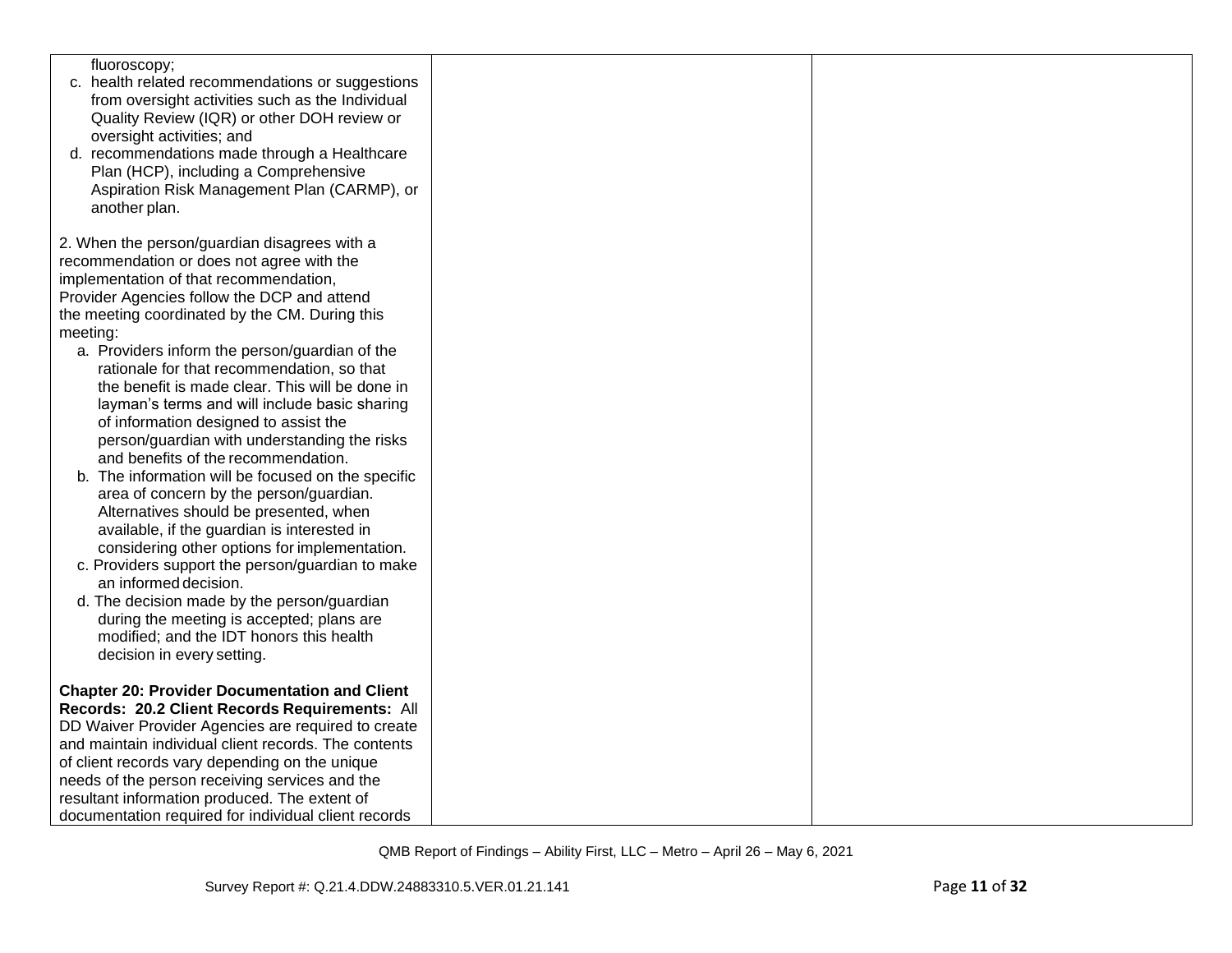| | | |
|---|---|---|
| fluoroscopy;<br>c. health related recommendations or suggestions from oversight activities such as the Individual Quality Review (IQR) or other DOH review or oversight activities; and<br>d. recommendations made through a Healthcare Plan (HCP), including a Comprehensive Aspiration Risk Management Plan (CARMP), or another plan.<br><br>2. When the person/guardian disagrees with a recommendation or does not agree with the implementation of that recommendation, Provider Agencies follow the DCP and attend the meeting coordinated by the CM. During this meeting:<br>a. Providers inform the person/guardian of the rationale for that recommendation, so that the benefit is made clear. This will be done in layman's terms and will include basic sharing of information designed to assist the person/guardian with understanding the risks and benefits of the recommendation.<br>b. The information will be focused on the specific area of concern by the person/guardian. Alternatives should be presented, when available, if the guardian is interested in considering other options for implementation.<br>c. Providers support the person/guardian to make an informed decision.<br>d. The decision made by the person/guardian during the meeting is accepted; plans are modified; and the IDT honors this health decision in every setting.<br><br>**Chapter 20: Provider Documentation and Client Records: 20.2 Client Records Requirements:** All DD Waiver Provider Agencies are required to create and maintain individual client records. The contents of client records vary depending on the unique needs of the person receiving services and the resultant information produced. The extent of documentation required for individual client records | | |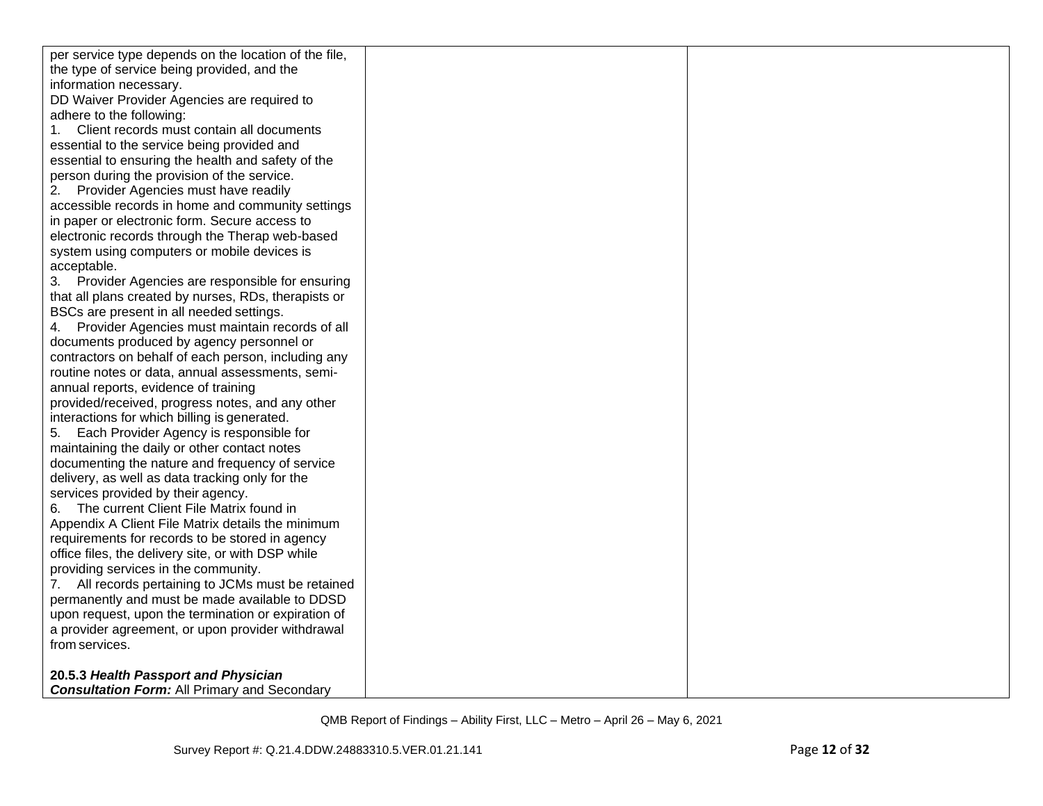| | | |
|---|---|---|
| per service type depends on the location of the file, the type of service being provided, and the information necessary.<br>DD Waiver Provider Agencies are required to adhere to the following:<br>1. Client records must contain all documents essential to the service being provided and essential to ensuring the health and safety of the person during the provision of the service.<br>2. Provider Agencies must have readily accessible records in home and community settings in paper or electronic form. Secure access to electronic records through the Therap web-based system using computers or mobile devices is acceptable.<br>3. Provider Agencies are responsible for ensuring that all plans created by nurses, RDs, therapists or BSCs are present in all needed settings.<br>4. Provider Agencies must maintain records of all documents produced by agency personnel or contractors on behalf of each person, including any routine notes or data, annual assessments, semi-annual reports, evidence of training provided/received, progress notes, and any other interactions for which billing is generated.<br>5. Each Provider Agency is responsible for maintaining the daily or other contact notes documenting the nature and frequency of service delivery, as well as data tracking only for the services provided by their agency.<br>6. The current Client File Matrix found in Appendix A Client File Matrix details the minimum requirements for records to be stored in agency office files, the delivery site, or with DSP while providing services in the community.<br>7. All records pertaining to JCMs must be retained permanently and must be made available to DDSD upon request, upon the termination or expiration of a provider agreement, or upon provider withdrawal from services.<br><br>**20.5.3 *Health Passport and Physician Consultation Form:*** All Primary and Secondary | | |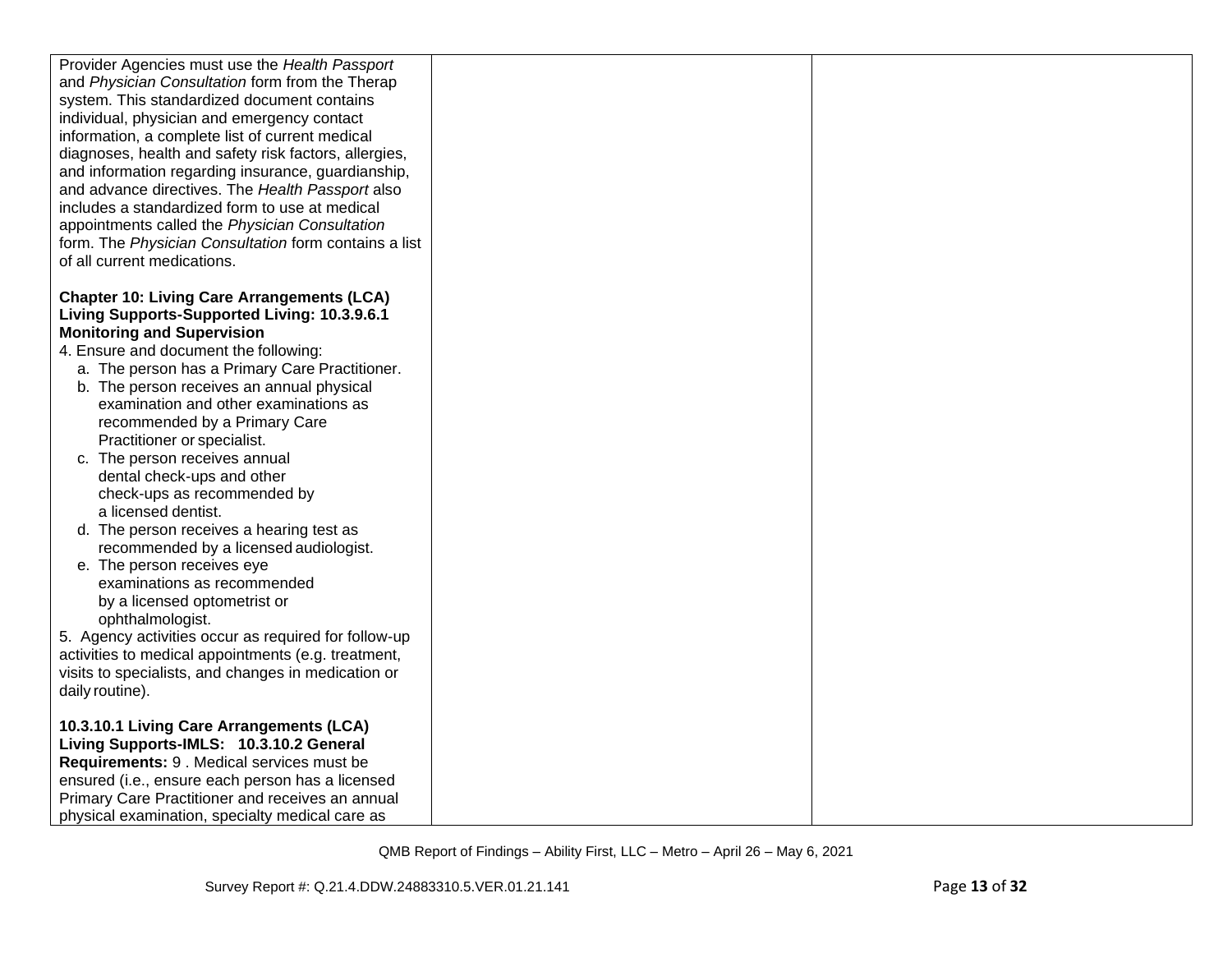| | | |
|---|---|---|
| Provider Agencies must use the *Health Passport* and *Physician Consultation* form from the Therap system. This standardized document contains individual, physician and emergency contact information, a complete list of current medical diagnoses, health and safety risk factors, allergies, and information regarding insurance, guardianship, and advance directives. The *Health Passport* also includes a standardized form to use at medical appointments called the *Physician Consultation* form. The *Physician Consultation* form contains a list of all current medications.<br><br>**Chapter 10: Living Care Arrangements (LCA) Living Supports-Supported Living: 10.3.9.6.1 Monitoring and Supervision**<br>4. Ensure and document the following:<br>a. The person has a Primary Care Practitioner.<br>b. The person receives an annual physical examination and other examinations as recommended by a Primary Care Practitioner or specialist.<br>c. The person receives annual dental check-ups and other check-ups as recommended by a licensed dentist.<br>d. The person receives a hearing test as recommended by a licensed audiologist.<br>e. The person receives eye examinations as recommended by a licensed optometrist or ophthalmologist.<br>5. Agency activities occur as required for follow-up activities to medical appointments (e.g. treatment, visits to specialists, and changes in medication or daily routine).<br><br>**10.3.10.1 Living Care Arrangements (LCA) Living Supports-IMLS: 10.3.10.2 General Requirements:** 9 . Medical services must be ensured (i.e., ensure each person has a licensed Primary Care Practitioner and receives an annual physical examination, specialty medical care as | | |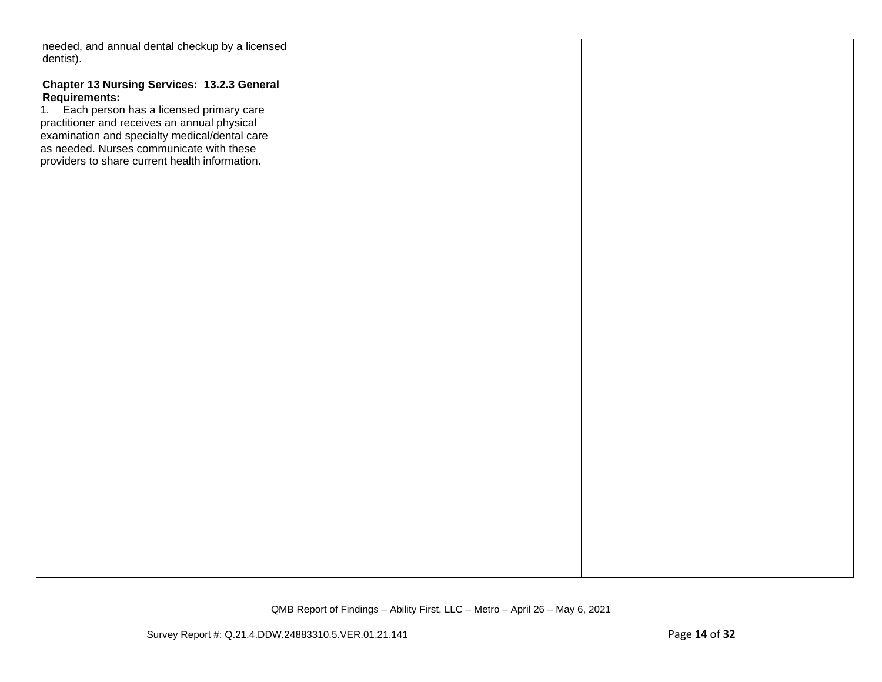| | | |
|---|---|---|
| needed, and annual dental checkup by a licensed dentist).<br><br>**Chapter 13 Nursing Services: 13.2.3 General Requirements:**<br>1. Each person has a licensed primary care practitioner and receives an annual physical examination and specialty medical/dental care as needed. Nurses communicate with these providers to share current health information. | | |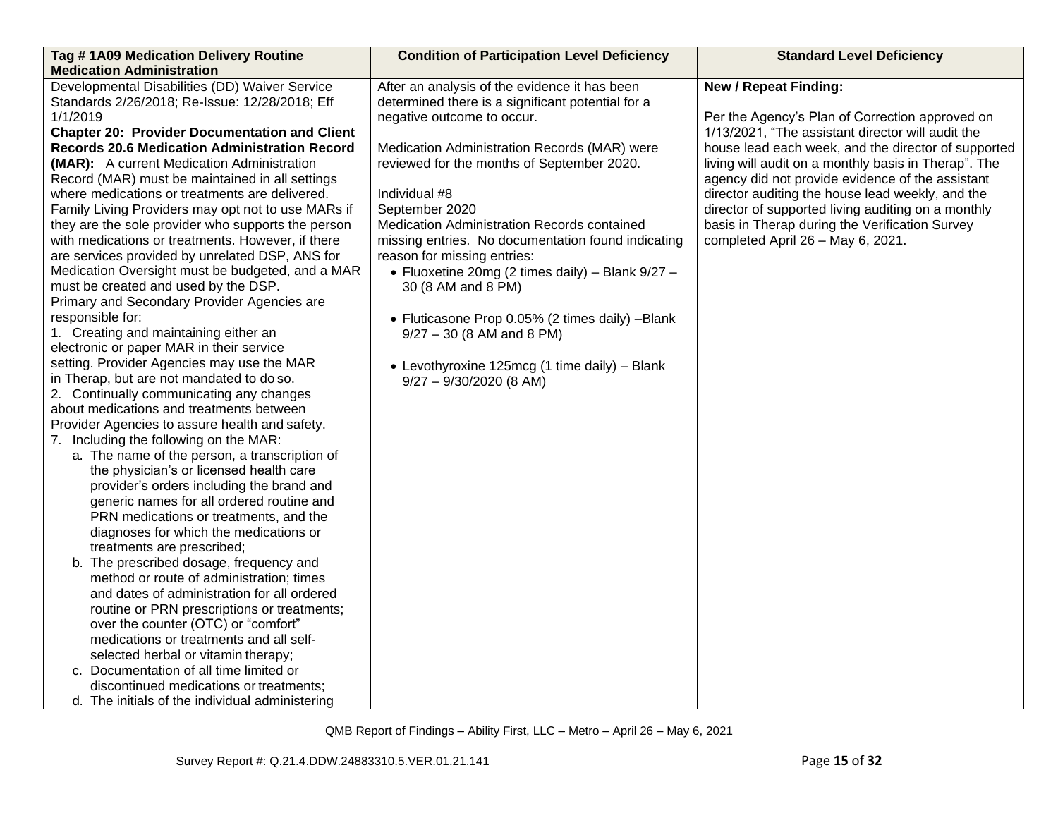| Tag # 1A09 Medication Delivery Routine Medication Administration | Condition of Participation Level Deficiency | Standard Level Deficiency |
|---|---|---|
| Developmental Disabilities (DD) Waiver Service Standards 2/26/2018; Re-Issue: 12/28/2018; Eff 1/1/2019<br>**Chapter 20: Provider Documentation and Client Records 20.6 Medication Administration Record (MAR):** A current Medication Administration Record (MAR) must be maintained in all settings where medications or treatments are delivered. Family Living Providers may opt not to use MARs if they are the sole provider who supports the person with medications or treatments. However, if there are services provided by unrelated DSP, ANS for Medication Oversight must be budgeted, and a MAR must be created and used by the DSP.<br>Primary and Secondary Provider Agencies are responsible for:<br>1. Creating and maintaining either an electronic or paper MAR in their service setting. Provider Agencies may use the MAR in Therap, but are not mandated to do so.<br>2. Continually communicating any changes about medications and treatments between Provider Agencies to assure health and safety.<br>7. Including the following on the MAR:<br>a. The name of the person, a transcription of the physician's or licensed health care provider's orders including the brand and generic names for all ordered routine and PRN medications or treatments, and the diagnoses for which the medications or treatments are prescribed;<br>b. The prescribed dosage, frequency and method or route of administration; times and dates of administration for all ordered routine or PRN prescriptions or treatments; over the counter (OTC) or "comfort" medications or treatments and all self-selected herbal or vitamin therapy;<br>c. Documentation of all time limited or discontinued medications or treatments;<br>d. The initials of the individual administering | After an analysis of the evidence it has been determined there is a significant potential for a negative outcome to occur.<br><br>Medication Administration Records (MAR) were reviewed for the months of September 2020.<br><br>Individual #8<br>September 2020<br>Medication Administration Records contained missing entries. No documentation found indicating reason for missing entries:<br>• Fluoxetine 20mg (2 times daily) – Blank 9/27 – 30 (8 AM and 8 PM)<br><br>• Fluticasone Prop 0.05% (2 times daily) –Blank 9/27 – 30 (8 AM and 8 PM)<br><br>• Levothyroxine 125mcg (1 time daily) – Blank 9/27 – 9/30/2020 (8 AM) | **New / Repeat Finding:**<br><br>Per the Agency's Plan of Correction approved on 1/13/2021, "The assistant director will audit the house lead each week, and the director of supported living will audit on a monthly basis in Therap". The agency did not provide evidence of the assistant director auditing the house lead weekly, and the director of supported living auditing on a monthly basis in Therap during the Verification Survey completed April 26 – May 6, 2021. |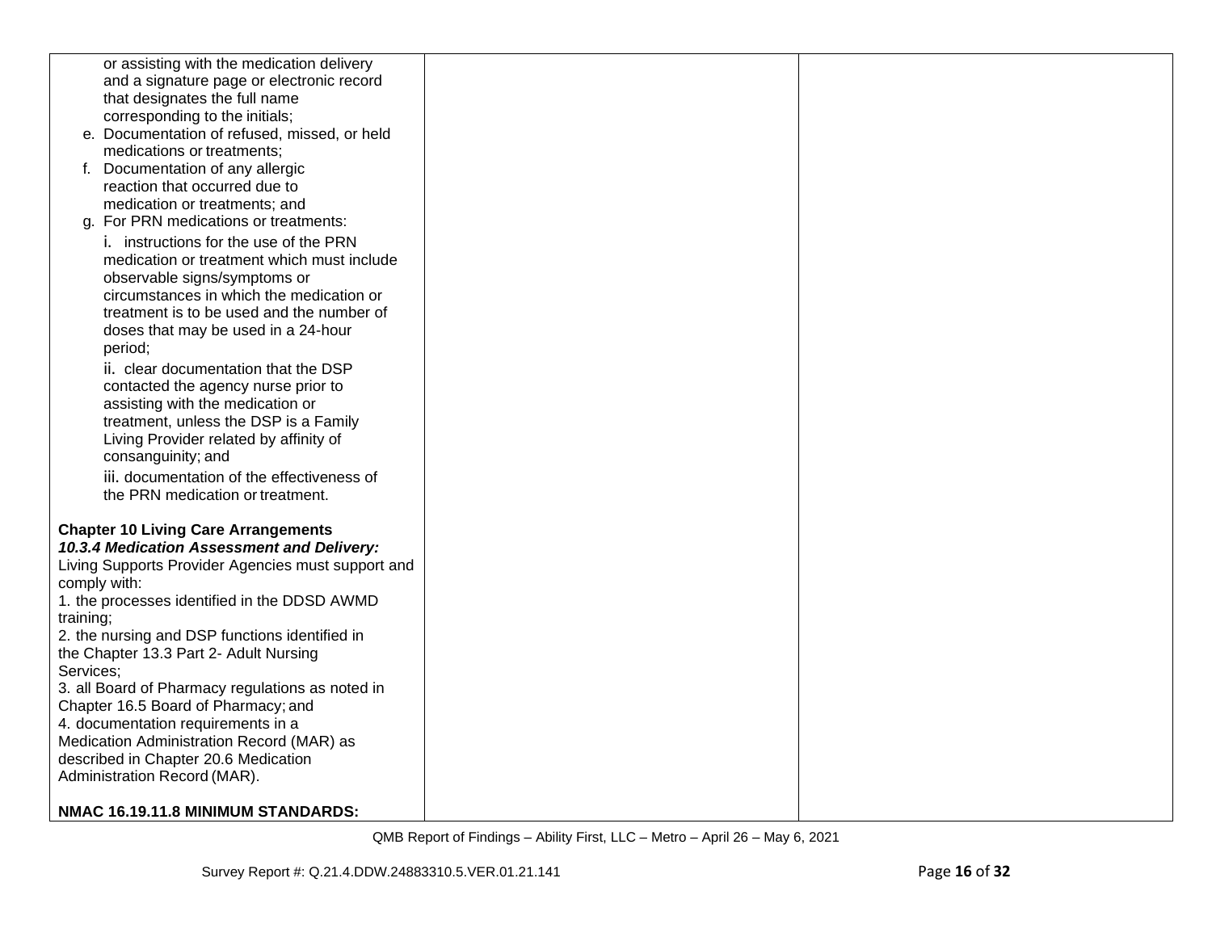or assisting with the medication delivery and a signature page or electronic record that designates the full name corresponding to the initials;

e. Documentation of refused, missed, or held medications or treatments;

f. Documentation of any allergic reaction that occurred due to medication or treatments; and

g. For PRN medications or treatments:

i. instructions for the use of the PRN medication or treatment which must include observable signs/symptoms or circumstances in which the medication or treatment is to be used and the number of doses that may be used in a 24-hour period;

ii. clear documentation that the DSP contacted the agency nurse prior to assisting with the medication or treatment, unless the DSP is a Family Living Provider related by affinity of consanguinity; and

iii. documentation of the effectiveness of the PRN medication or treatment.

**Chapter 10 Living Care Arrangements**
***10.3.4 Medication Assessment and Delivery:***
Living Supports Provider Agencies must support and comply with:

1. the processes identified in the DDSD AWMD training;
2. the nursing and DSP functions identified in the Chapter 13.3 Part 2- Adult Nursing Services;
3. all Board of Pharmacy regulations as noted in Chapter 16.5 Board of Pharmacy; and
4. documentation requirements in a Medication Administration Record (MAR) as described in Chapter 20.6 Medication Administration Record (MAR).

**NMAC 16.19.11.8 MINIMUM STANDARDS:**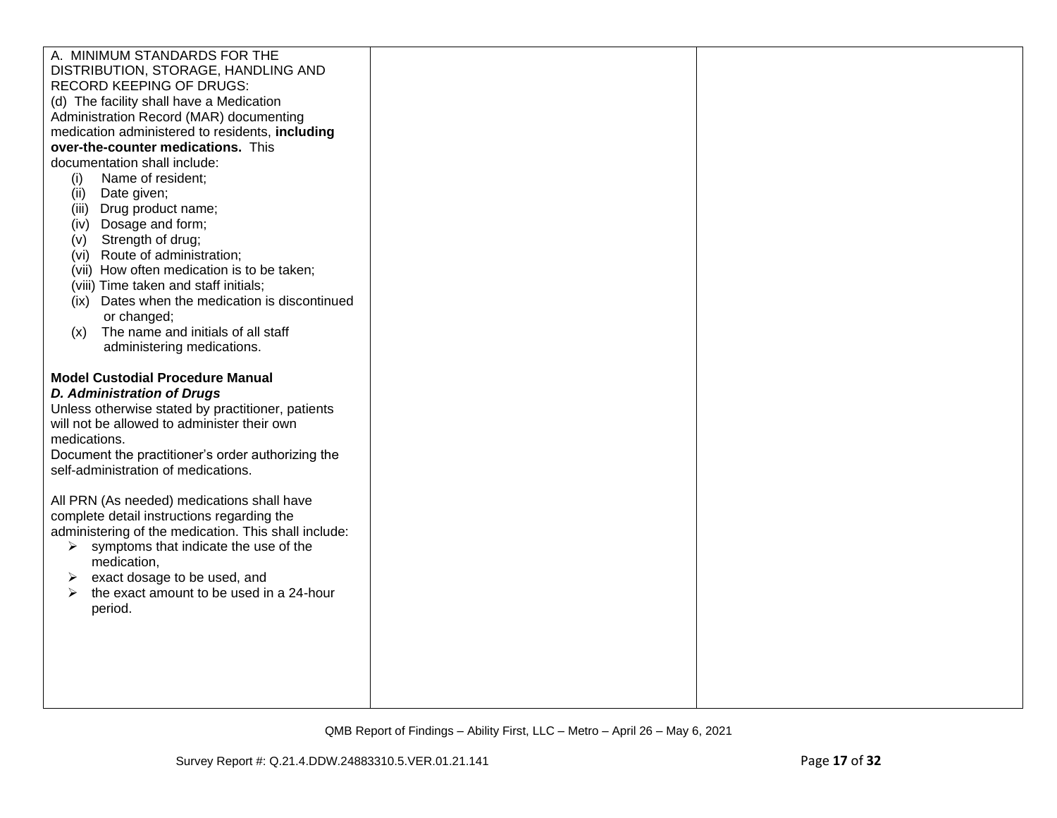| | | |
|---|---|---|
| A. MINIMUM STANDARDS FOR THE DISTRIBUTION, STORAGE, HANDLING AND RECORD KEEPING OF DRUGS:<br>(d) The facility shall have a Medication Administration Record (MAR) documenting medication administered to residents, **including over-the-counter medications.** This documentation shall include:<br>(i) Name of resident;<br>(ii) Date given;<br>(iii) Drug product name;<br>(iv) Dosage and form;<br>(v) Strength of drug;<br>(vi) Route of administration;<br>(vii) How often medication is to be taken;<br>(viii) Time taken and staff initials;<br>(ix) Dates when the medication is discontinued or changed;<br>(x) The name and initials of all staff administering medications.<br><br>**Model Custodial Procedure Manual**<br>***D. Administration of Drugs***<br>Unless otherwise stated by practitioner, patients will not be allowed to administer their own medications.<br>Document the practitioner's order authorizing the self-administration of medications.<br><br>All PRN (As needed) medications shall have complete detail instructions regarding the administering of the medication. This shall include:<br>➢ symptoms that indicate the use of the medication,<br>➢ exact dosage to be used, and<br>➢ the exact amount to be used in a 24-hour period. | | |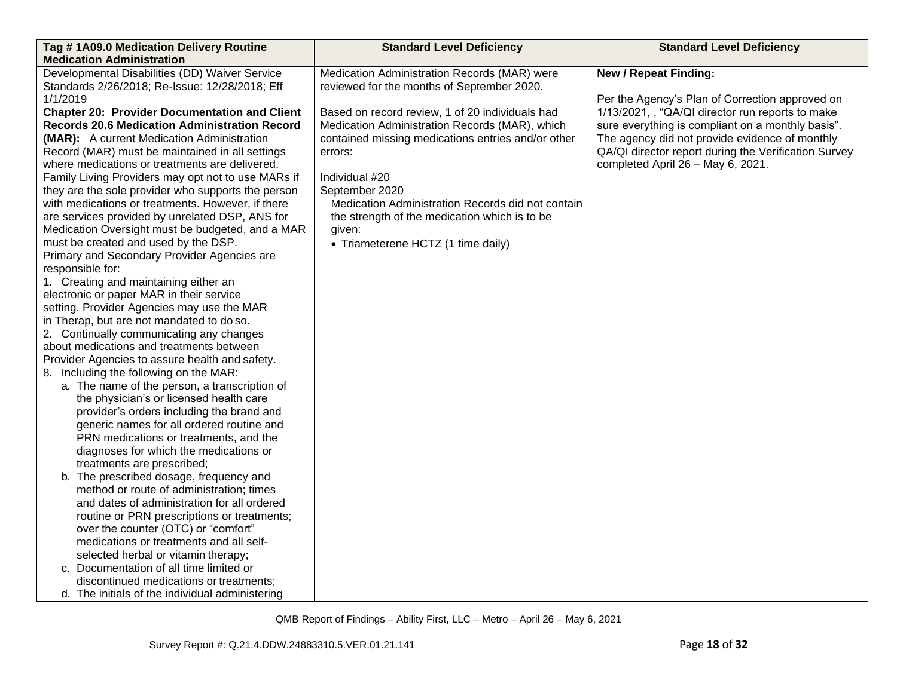| Tag # 1A09.0 Medication Delivery Routine Medication Administration | Standard Level Deficiency | Standard Level Deficiency |
|---|---|---|
| Developmental Disabilities (DD) Waiver Service Standards 2/26/2018; Re-Issue: 12/28/2018; Eff 1/1/2019<br>**Chapter 20: Provider Documentation and Client Records 20.6 Medication Administration Record (MAR):** A current Medication Administration Record (MAR) must be maintained in all settings where medications or treatments are delivered. Family Living Providers may opt not to use MARs if they are the sole provider who supports the person with medications or treatments. However, if there are services provided by unrelated DSP, ANS for Medication Oversight must be budgeted, and a MAR must be created and used by the DSP.<br>Primary and Secondary Provider Agencies are responsible for:<br>1. Creating and maintaining either an electronic or paper MAR in their service setting. Provider Agencies may use the MAR in Therap, but are not mandated to do so.<br>2. Continually communicating any changes about medications and treatments between Provider Agencies to assure health and safety.<br>8. Including the following on the MAR:<br>a. The name of the person, a transcription of the physician's or licensed health care provider's orders including the brand and generic names for all ordered routine and PRN medications or treatments, and the diagnoses for which the medications or treatments are prescribed;<br>b. The prescribed dosage, frequency and method or route of administration; times and dates of administration for all ordered routine or PRN prescriptions or treatments; over the counter (OTC) or "comfort" medications or treatments and all self-selected herbal or vitamin therapy;<br>c. Documentation of all time limited or discontinued medications or treatments;<br>d. The initials of the individual administering | Medication Administration Records (MAR) were reviewed for the months of September 2020.<br><br>Based on record review, 1 of 20 individuals had Medication Administration Records (MAR), which contained missing medications entries and/or other errors:<br><br>Individual #20<br>September 2020<br>Medication Administration Records did not contain the strength of the medication which is to be given:<br>• Triameterene HCTZ (1 time daily) | **New / Repeat Finding:**<br><br>Per the Agency's Plan of Correction approved on 1/13/2021, , "QA/QI director run reports to make sure everything is compliant on a monthly basis". The agency did not provide evidence of monthly QA/QI director report during the Verification Survey completed April 26 – May 6, 2021. |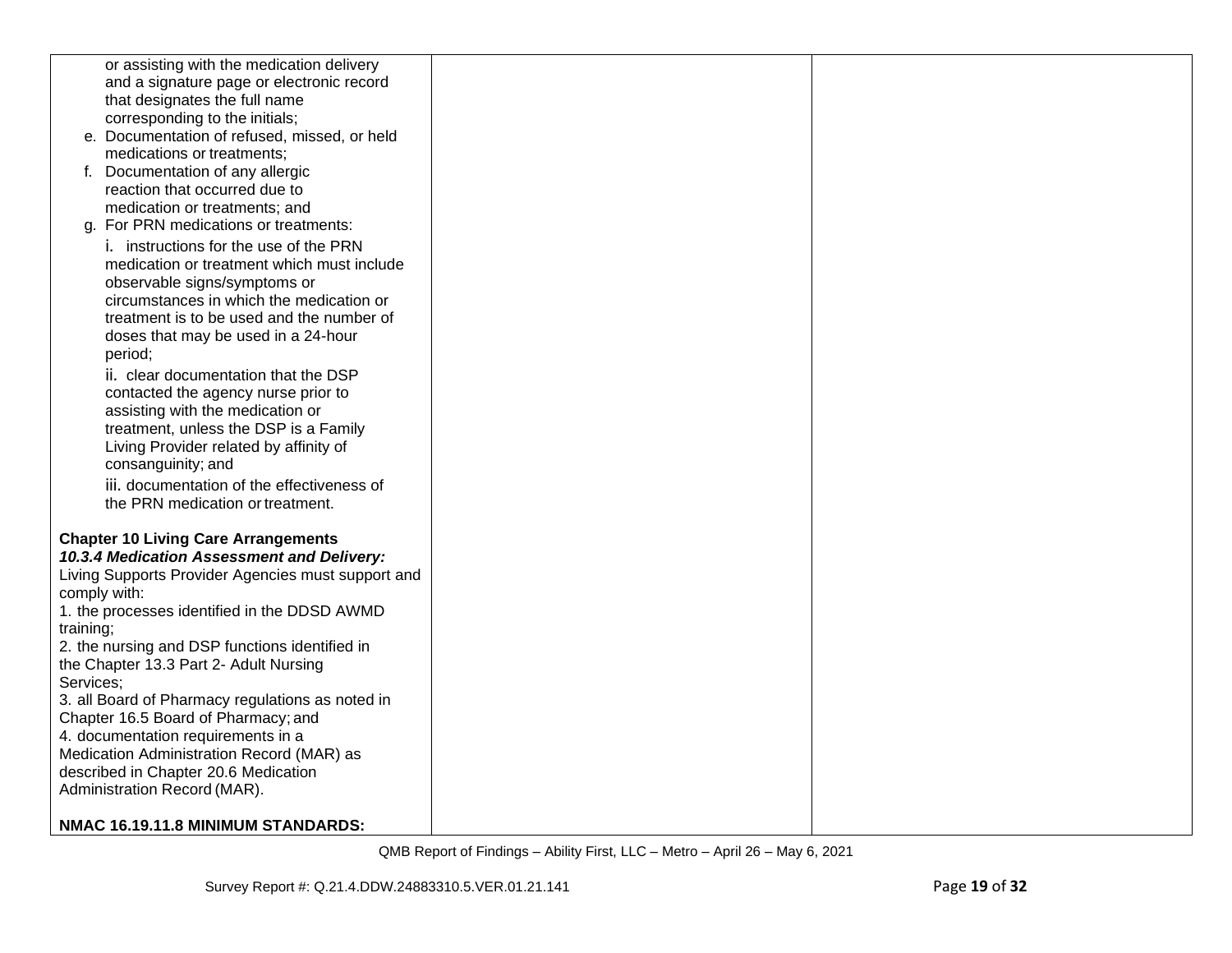| | | |
|---|---|---|
| or assisting with the medication delivery and a signature page or electronic record that designates the full name corresponding to the initials;<br>e. Documentation of refused, missed, or held medications or treatments;<br>f. Documentation of any allergic reaction that occurred due to medication or treatments; and<br>g. For PRN medications or treatments:<br>i. instructions for the use of the PRN medication or treatment which must include observable signs/symptoms or circumstances in which the medication or treatment is to be used and the number of doses that may be used in a 24-hour period;<br>ii. clear documentation that the DSP contacted the agency nurse prior to assisting with the medication or treatment, unless the DSP is a Family Living Provider related by affinity of consanguinity; and<br>iii. documentation of the effectiveness of the PRN medication or treatment.<br><br>**Chapter 10 Living Care Arrangements**<br>***10.3.4 Medication Assessment and Delivery:*** Living Supports Provider Agencies must support and comply with:<br>1. the processes identified in the DDSD AWMD training;<br>2. the nursing and DSP functions identified in the Chapter 13.3 Part 2- Adult Nursing Services;<br>3. all Board of Pharmacy regulations as noted in Chapter 16.5 Board of Pharmacy; and<br>4. documentation requirements in a Medication Administration Record (MAR) as described in Chapter 20.6 Medication Administration Record (MAR).<br><br>**NMAC 16.19.11.8 MINIMUM STANDARDS:** | | |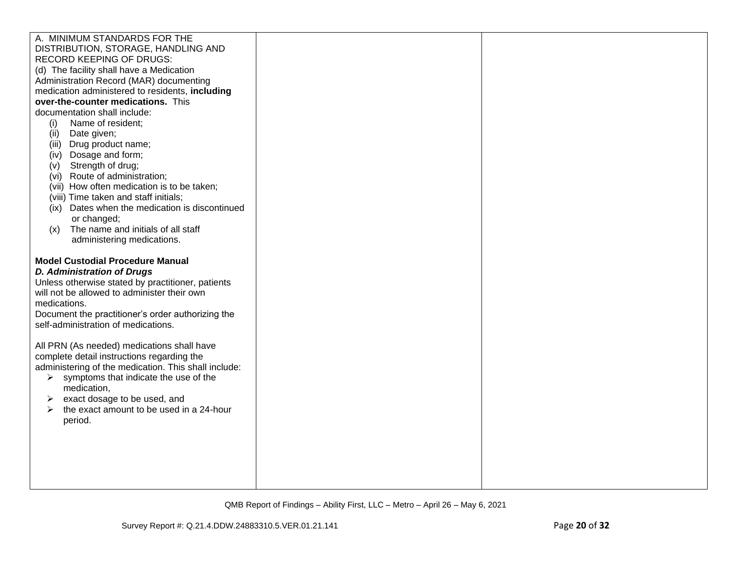| | | |
|---|---|---|
| A. MINIMUM STANDARDS FOR THE DISTRIBUTION, STORAGE, HANDLING AND RECORD KEEPING OF DRUGS:<br>(d) The facility shall have a Medication Administration Record (MAR) documenting medication administered to residents, **including over-the-counter medications.** This documentation shall include:<br>(i) Name of resident;<br>(ii) Date given;<br>(iii) Drug product name;<br>(iv) Dosage and form;<br>(v) Strength of drug;<br>(vi) Route of administration;<br>(vii) How often medication is to be taken;<br>(viii) Time taken and staff initials;<br>(ix) Dates when the medication is discontinued or changed;<br>(x) The name and initials of all staff administering medications.<br><br>**Model Custodial Procedure Manual**<br>***D. Administration of Drugs***<br>Unless otherwise stated by practitioner, patients will not be allowed to administer their own medications.<br>Document the practitioner's order authorizing the self-administration of medications.<br><br>All PRN (As needed) medications shall have complete detail instructions regarding the administering of the medication. This shall include:<br>➢ symptoms that indicate the use of the medication,<br>➢ exact dosage to be used, and<br>➢ the exact amount to be used in a 24-hour period. | | |

QMB Report of Findings – Ability First, LLC – Metro – April 26 – May 6, 2021

Survey Report #: Q.21.4.DDW.24883310.5.VER.01.21.141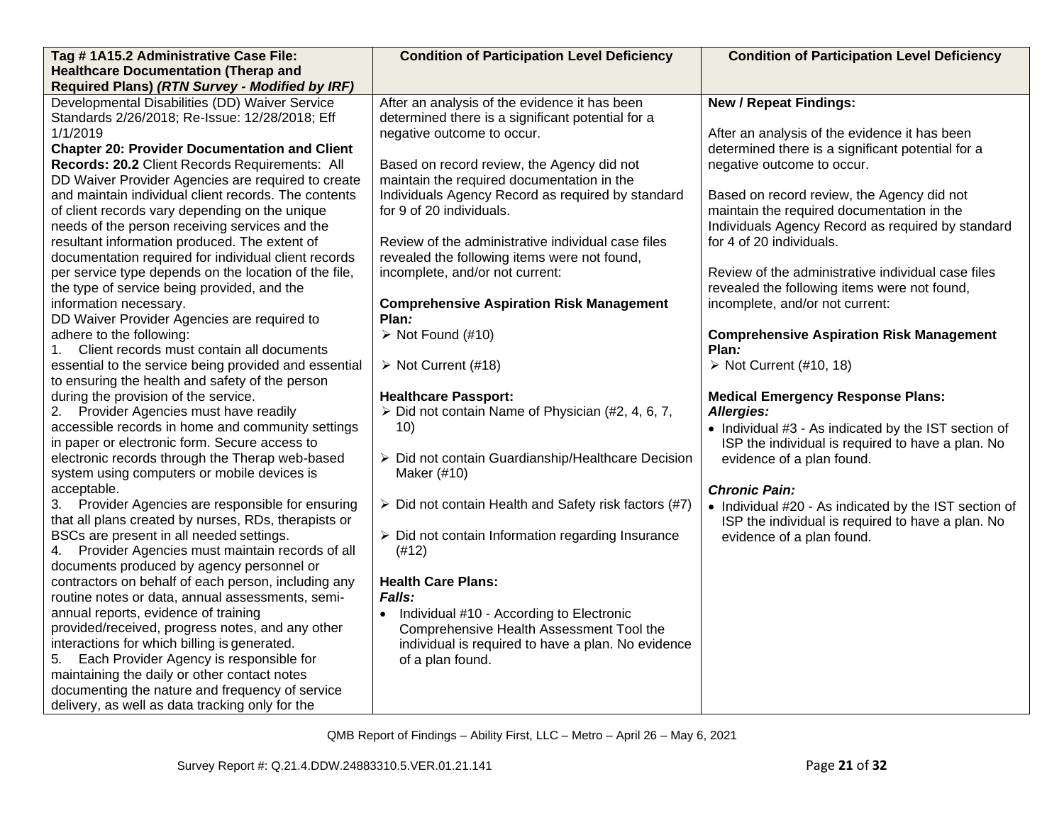| Tag # 1A15.2 Administrative Case File: Healthcare Documentation (Therap and Required Plans) *(RTN Survey - Modified by IRF)* | Condition of Participation Level Deficiency | Condition of Participation Level Deficiency |
|---|---|---|
| Developmental Disabilities (DD) Waiver Service Standards 2/26/2018; Re-Issue: 12/28/2018; Eff 1/1/2019<br>**Chapter 20: Provider Documentation and Client Records: 20.2** Client Records Requirements: All DD Waiver Provider Agencies are required to create and maintain individual client records. The contents of client records vary depending on the unique needs of the person receiving services and the resultant information produced. The extent of documentation required for individual client records per service type depends on the location of the file, the type of service being provided, and the information necessary.<br>DD Waiver Provider Agencies are required to adhere to the following:<br>1. Client records must contain all documents essential to the service being provided and essential to ensuring the health and safety of the person during the provision of the service.<br>2. Provider Agencies must have readily accessible records in home and community settings in paper or electronic form. Secure access to electronic records through the Therap web-based system using computers or mobile devices is acceptable.<br>3. Provider Agencies are responsible for ensuring that all plans created by nurses, RDs, therapists or BSCs are present in all needed settings.<br>4. Provider Agencies must maintain records of all documents produced by agency personnel or contractors on behalf of each person, including any routine notes or data, annual assessments, semi-annual reports, evidence of training provided/received, progress notes, and any other interactions for which billing is generated.<br>5. Each Provider Agency is responsible for maintaining the daily or other contact notes documenting the nature and frequency of service delivery, as well as data tracking only for the | After an analysis of the evidence it has been determined there is a significant potential for a negative outcome to occur.<br><br>Based on record review, the Agency did not maintain the required documentation in the Individuals Agency Record as required by standard for 9 of 20 individuals.<br><br>Review of the administrative individual case files revealed the following items were not found, incomplete, and/or not current:<br><br>**Comprehensive Aspiration Risk Management Plan*:***<br>➢ Not Found (#10)<br><br>➢ Not Current (#18)<br><br>**Healthcare Passport:**<br>➢ Did not contain Name of Physician (#2, 4, 6, 7, 10)<br><br>➢ Did not contain Guardianship/Healthcare Decision Maker (#10)<br><br>➢ Did not contain Health and Safety risk factors (#7)<br><br>➢ Did not contain Information regarding Insurance (#12)<br><br>**Health Care Plans:**<br>***Falls:***<br>• Individual #10 - According to Electronic Comprehensive Health Assessment Tool the individual is required to have a plan. No evidence of a plan found. | **New / Repeat Findings:**<br><br>After an analysis of the evidence it has been determined there is a significant potential for a negative outcome to occur.<br><br>Based on record review, the Agency did not maintain the required documentation in the Individuals Agency Record as required by standard for 4 of 20 individuals.<br><br>Review of the administrative individual case files revealed the following items were not found, incomplete, and/or not current:<br><br>**Comprehensive Aspiration Risk Management Plan*:***<br>➢ Not Current (#10, 18)<br><br>**Medical Emergency Response Plans:**<br>***Allergies:***<br>• Individual #3 - As indicated by the IST section of ISP the individual is required to have a plan. No evidence of a plan found.<br><br>***Chronic Pain:***<br>• Individual #20 - As indicated by the IST section of ISP the individual is required to have a plan. No evidence of a plan found. |

QMB Report of Findings – Ability First, LLC – Metro – April 26 – May 6, 2021

Survey Report #: Q.21.4.DDW.24883310.5.VER.01.21.141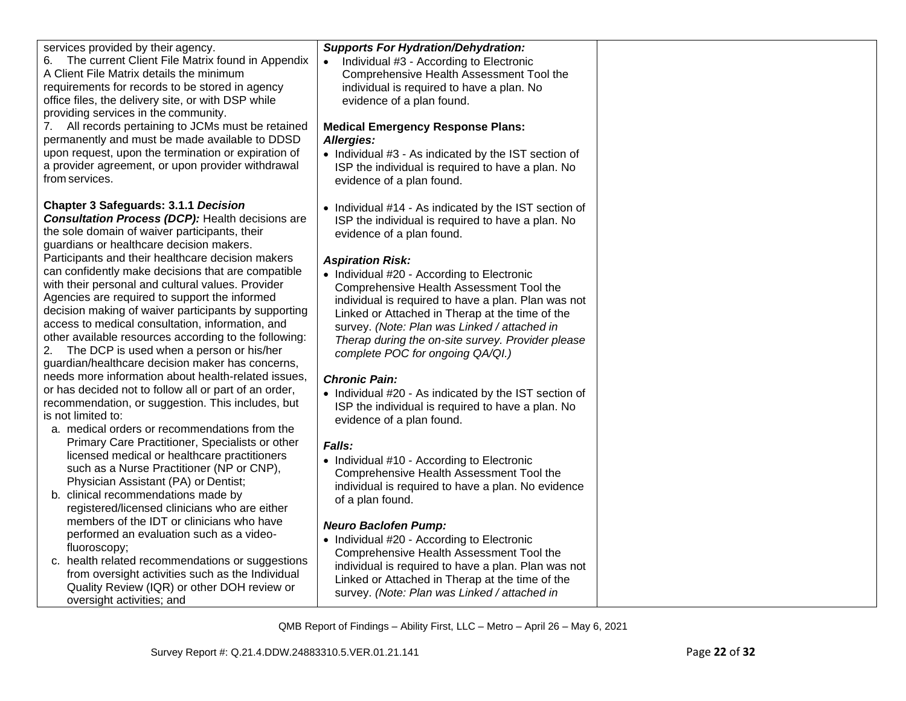| | | |
|---|---|---|
| services provided by their agency.<br>6. The current Client File Matrix found in Appendix A Client File Matrix details the minimum requirements for records to be stored in agency office files, the delivery site, or with DSP while providing services in the community.<br>7. All records pertaining to JCMs must be retained permanently and must be made available to DDSD upon request, upon the termination or expiration of a provider agreement, or upon provider withdrawal from services.<br><br>**Chapter 3 Safeguards: 3.1.1 *Decision Consultation Process (DCP):*** Health decisions are the sole domain of waiver participants, their guardians or healthcare decision makers. Participants and their healthcare decision makers can confidently make decisions that are compatible with their personal and cultural values. Provider Agencies are required to support the informed decision making of waiver participants by supporting access to medical consultation, information, and other available resources according to the following:<br>2. The DCP is used when a person or his/her guardian/healthcare decision maker has concerns, needs more information about health-related issues, or has decided not to follow all or part of an order, recommendation, or suggestion. This includes, but is not limited to:<br>a. medical orders or recommendations from the Primary Care Practitioner, Specialists or other licensed medical or healthcare practitioners such as a Nurse Practitioner (NP or CNP), Physician Assistant (PA) or Dentist;<br>b. clinical recommendations made by registered/licensed clinicians who are either members of the IDT or clinicians who have performed an evaluation such as a video-fluoroscopy;<br>c. health related recommendations or suggestions from oversight activities such as the Individual Quality Review (IQR) or other DOH review or oversight activities; and | ***Supports For Hydration/Dehydration:***<br>• Individual #3 - According to Electronic Comprehensive Health Assessment Tool the individual is required to have a plan. No evidence of a plan found.<br><br>**Medical Emergency Response Plans:**<br>***Allergies:***<br>• Individual #3 - As indicated by the IST section of ISP the individual is required to have a plan. No evidence of a plan found.<br><br>• Individual #14 - As indicated by the IST section of ISP the individual is required to have a plan. No evidence of a plan found.<br><br>***Aspiration Risk:***<br>• Individual #20 - According to Electronic Comprehensive Health Assessment Tool the individual is required to have a plan. Plan was not Linked or Attached in Therap at the time of the survey. *(Note: Plan was Linked / attached in Therap during the on-site survey. Provider please complete POC for ongoing QA/QI.)*<br><br>***Chronic Pain:***<br>• Individual #20 - As indicated by the IST section of ISP the individual is required to have a plan. No evidence of a plan found.<br><br>***Falls:***<br>• Individual #10 - According to Electronic Comprehensive Health Assessment Tool the individual is required to have a plan. No evidence of a plan found.<br><br>***Neuro Baclofen Pump:***<br>• Individual #20 - According to Electronic Comprehensive Health Assessment Tool the individual is required to have a plan. Plan was not Linked or Attached in Therap at the time of the survey. *(Note: Plan was Linked / attached in* | |

QMB Report of Findings – Ability First, LLC – Metro – April 26 – May 6, 2021

Survey Report #: Q.21.4.DDW.24883310.5.VER.01.21.141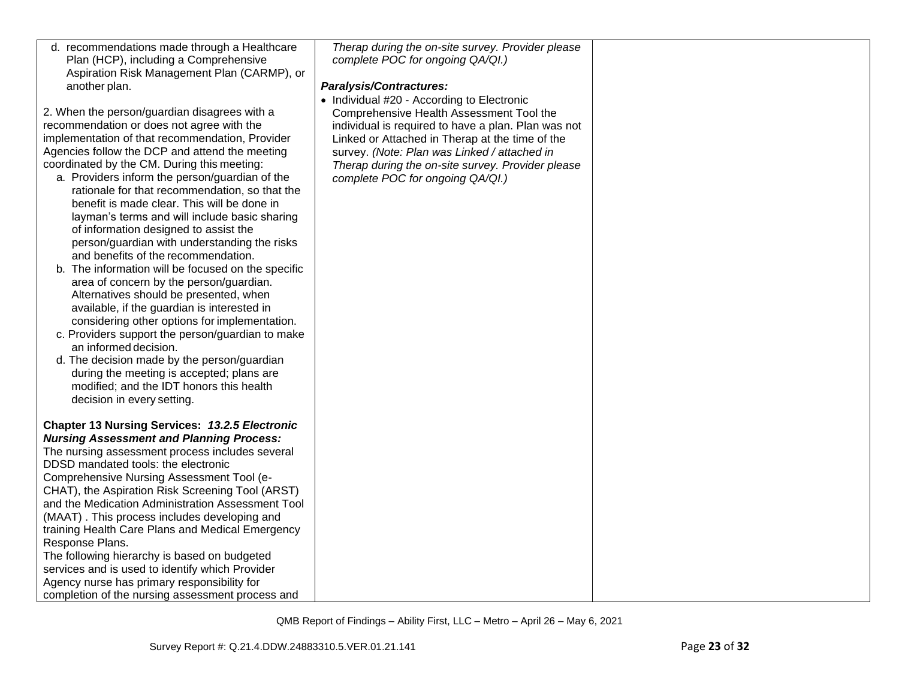| | | |
|---|---|---|
| d. recommendations made through a Healthcare Plan (HCP), including a Comprehensive Aspiration Risk Management Plan (CARMP), or another plan.<br><br>2. When the person/guardian disagrees with a recommendation or does not agree with the implementation of that recommendation, Provider Agencies follow the DCP and attend the meeting coordinated by the CM. During this meeting:<br>a. Providers inform the person/guardian of the rationale for that recommendation, so that the benefit is made clear. This will be done in layman's terms and will include basic sharing of information designed to assist the person/guardian with understanding the risks and benefits of the recommendation.<br>b. The information will be focused on the specific area of concern by the person/guardian. Alternatives should be presented, when available, if the guardian is interested in considering other options for implementation.<br>c. Providers support the person/guardian to make an informed decision.<br>d. The decision made by the person/guardian during the meeting is accepted; plans are modified; and the IDT honors this health decision in every setting.<br><br>**Chapter 13 Nursing Services: *13.2.5 Electronic Nursing Assessment and Planning Process:*** The nursing assessment process includes several DDSD mandated tools: the electronic Comprehensive Nursing Assessment Tool (e-CHAT), the Aspiration Risk Screening Tool (ARST) and the Medication Administration Assessment Tool (MAAT) . This process includes developing and training Health Care Plans and Medical Emergency Response Plans.<br>The following hierarchy is based on budgeted services and is used to identify which Provider Agency nurse has primary responsibility for completion of the nursing assessment process and | *Therap during the on-site survey. Provider please complete POC for ongoing QA/QI.)*<br><br>***Paralysis/Contractures:***<br>• Individual #20 - According to Electronic Comprehensive Health Assessment Tool the individual is required to have a plan. Plan was not Linked or Attached in Therap at the time of the survey. *(Note: Plan was Linked / attached in Therap during the on-site survey. Provider please complete POC for ongoing QA/QI.)* | |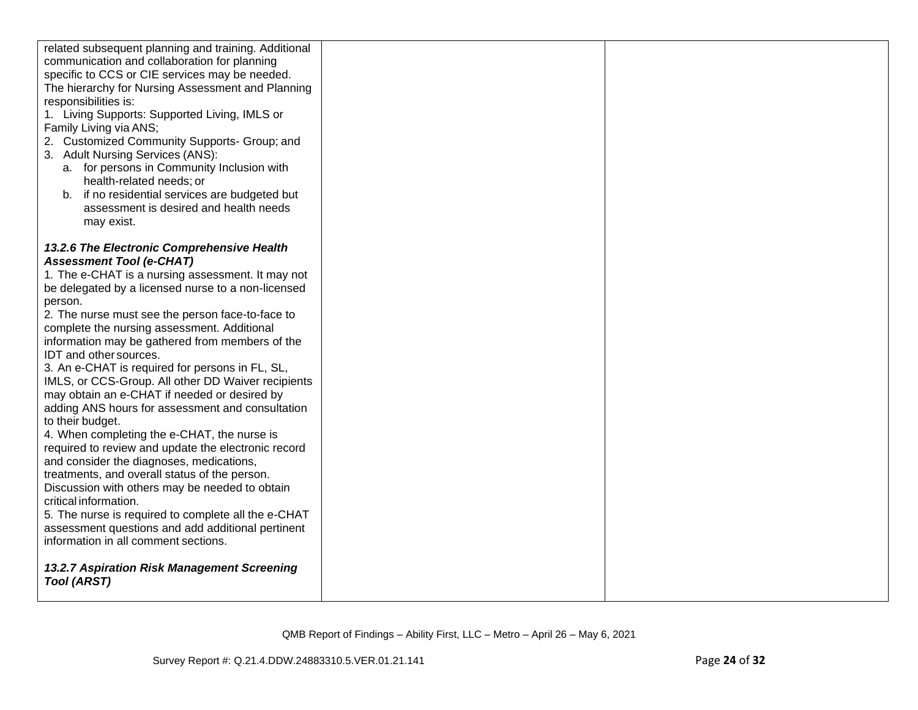| | | |
|---|---|---|
| related subsequent planning and training. Additional communication and collaboration for planning specific to CCS or CIE services may be needed. The hierarchy for Nursing Assessment and Planning responsibilities is:<br>1. Living Supports: Supported Living, IMLS or Family Living via ANS;<br>2. Customized Community Supports- Group; and<br>3. Adult Nursing Services (ANS):<br>a. for persons in Community Inclusion with health-related needs; or<br>b. if no residential services are budgeted but assessment is desired and health needs may exist.<br><br>***13.2.6 The Electronic Comprehensive Health Assessment Tool (e-CHAT)***<br>1. The e-CHAT is a nursing assessment. It may not be delegated by a licensed nurse to a non-licensed person.<br>2. The nurse must see the person face-to-face to complete the nursing assessment. Additional information may be gathered from members of the IDT and other sources.<br>3. An e-CHAT is required for persons in FL, SL, IMLS, or CCS-Group. All other DD Waiver recipients may obtain an e-CHAT if needed or desired by adding ANS hours for assessment and consultation to their budget.<br>4. When completing the e-CHAT, the nurse is required to review and update the electronic record and consider the diagnoses, medications, treatments, and overall status of the person. Discussion with others may be needed to obtain critical information.<br>5. The nurse is required to complete all the e-CHAT assessment questions and add additional pertinent information in all comment sections.<br><br>***13.2.7 Aspiration Risk Management Screening Tool (ARST)*** | | |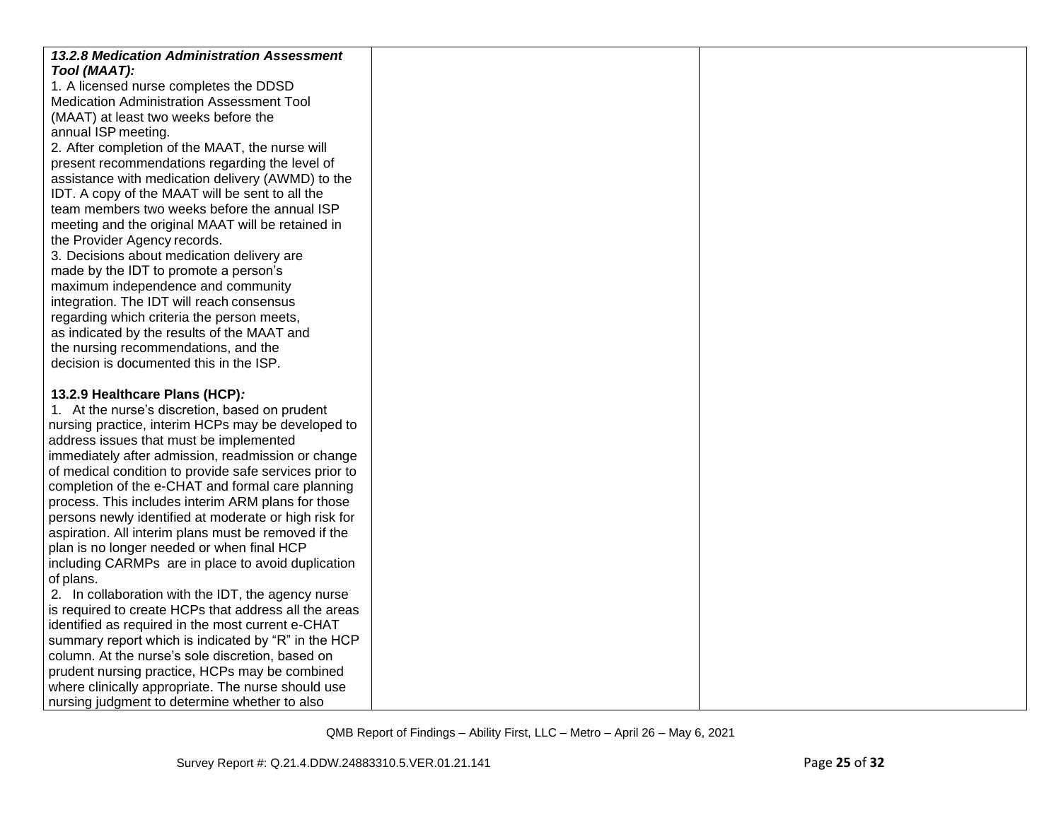| | | |
|---|---|---|
| ***13.2.8 Medication Administration Assessment Tool (MAAT):***<br>1. A licensed nurse completes the DDSD Medication Administration Assessment Tool (MAAT) at least two weeks before the annual ISP meeting.<br>2. After completion of the MAAT, the nurse will present recommendations regarding the level of assistance with medication delivery (AWMD) to the IDT. A copy of the MAAT will be sent to all the team members two weeks before the annual ISP meeting and the original MAAT will be retained in the Provider Agency records.<br>3. Decisions about medication delivery are made by the IDT to promote a person's maximum independence and community integration. The IDT will reach consensus regarding which criteria the person meets, as indicated by the results of the MAAT and the nursing recommendations, and the decision is documented this in the ISP.<br><br>**13.2.9 Healthcare Plans (HCP)*:***<br>1. At the nurse's discretion, based on prudent nursing practice, interim HCPs may be developed to address issues that must be implemented immediately after admission, readmission or change of medical condition to provide safe services prior to completion of the e-CHAT and formal care planning process. This includes interim ARM plans for those persons newly identified at moderate or high risk for aspiration. All interim plans must be removed if the plan is no longer needed or when final HCP including CARMPs are in place to avoid duplication of plans.<br>2. In collaboration with the IDT, the agency nurse is required to create HCPs that address all the areas identified as required in the most current e-CHAT summary report which is indicated by "R" in the HCP column. At the nurse's sole discretion, based on prudent nursing practice, HCPs may be combined where clinically appropriate. The nurse should use nursing judgment to determine whether to also | | |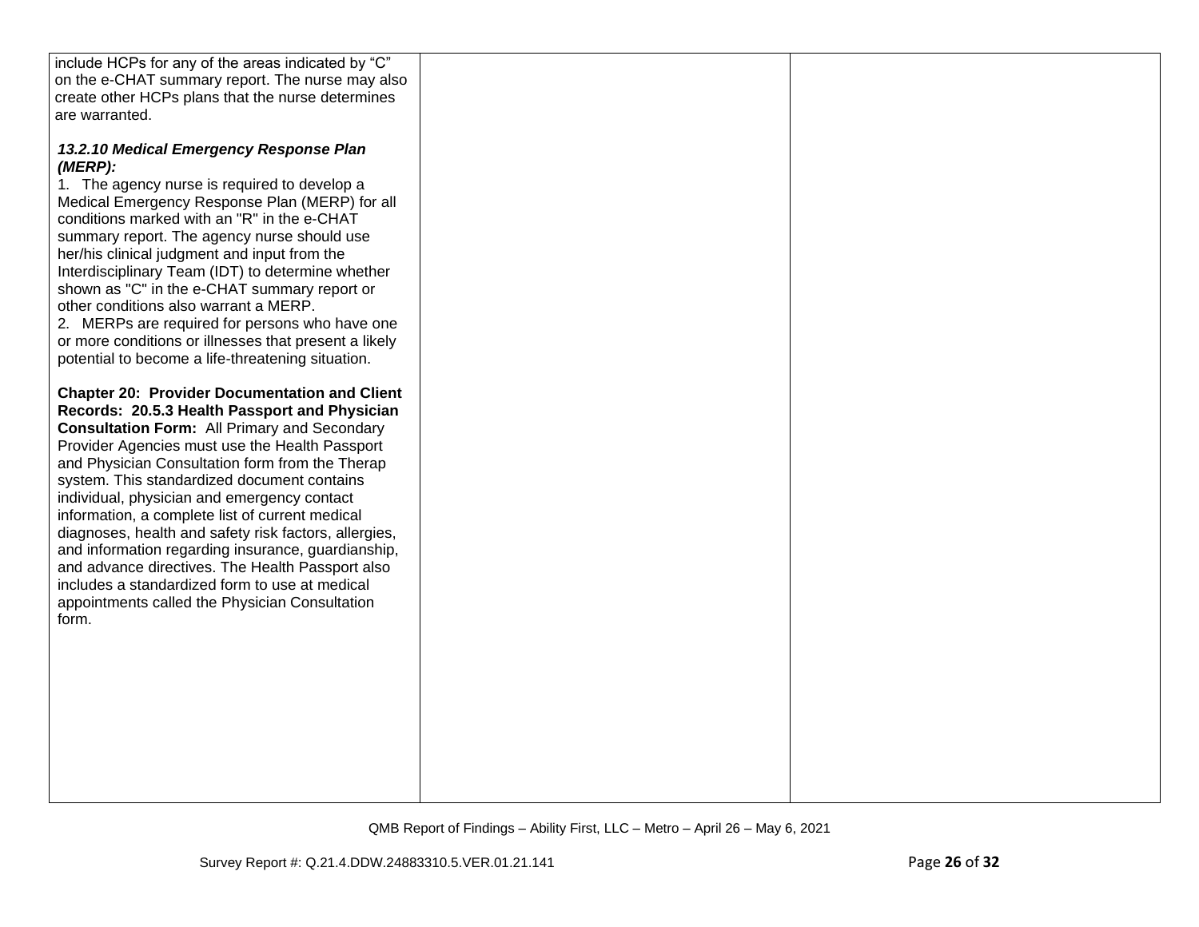| | | |
|---|---|---|
| include HCPs for any of the areas indicated by "C" on the e-CHAT summary report. The nurse may also create other HCPs plans that the nurse determines are warranted.<br><br>***13.2.10 Medical Emergency Response Plan (MERP):***<br>1. The agency nurse is required to develop a Medical Emergency Response Plan (MERP) for all conditions marked with an "R" in the e-CHAT summary report. The agency nurse should use her/his clinical judgment and input from the Interdisciplinary Team (IDT) to determine whether shown as "C" in the e-CHAT summary report or other conditions also warrant a MERP.<br>2. MERPs are required for persons who have one or more conditions or illnesses that present a likely potential to become a life-threatening situation.<br><br>**Chapter 20: Provider Documentation and Client Records: 20.5.3 Health Passport and Physician Consultation Form:** All Primary and Secondary Provider Agencies must use the Health Passport and Physician Consultation form from the Therap system. This standardized document contains individual, physician and emergency contact information, a complete list of current medical diagnoses, health and safety risk factors, allergies, and information regarding insurance, guardianship, and advance directives. The Health Passport also includes a standardized form to use at medical appointments called the Physician Consultation form. | | |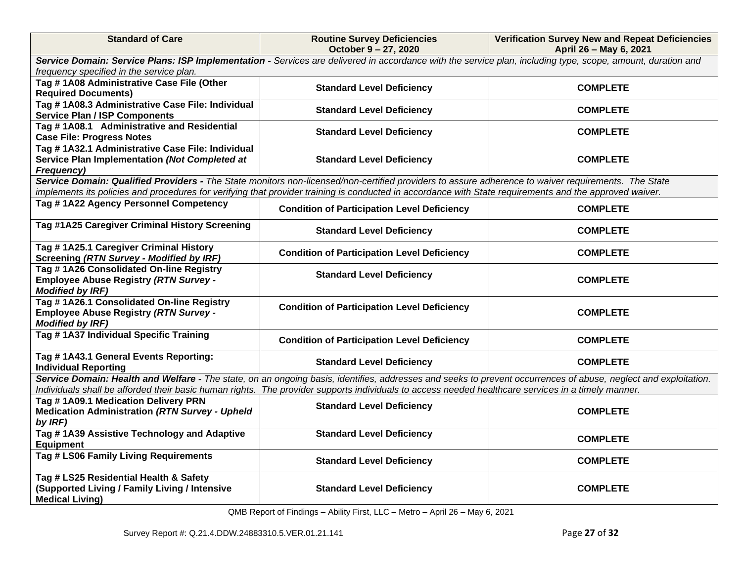| Standard of Care | Routine Survey Deficiencies October 9 – 27, 2020 | Verification Survey New and Repeat Deficiencies April 26 – May 6, 2021 |
|---|---|---|
| ***Service Domain: Service Plans: ISP Implementation -*** *Services are delivered in accordance with the service plan, including type, scope, amount, duration and frequency specified in the service plan.* | | |
| **Tag # 1A08 Administrative Case File (Other Required Documents)** | **Standard Level Deficiency** | **COMPLETE** |
| **Tag # 1A08.3 Administrative Case File: Individual Service Plan / ISP Components** | **Standard Level Deficiency** | **COMPLETE** |
| **Tag # 1A08.1 Administrative and Residential Case File: Progress Notes** | **Standard Level Deficiency** | **COMPLETE** |
| **Tag # 1A32.1 Administrative Case File: Individual Service Plan Implementation *(Not Completed at Frequency)*** | **Standard Level Deficiency** | **COMPLETE** |
| ***Service Domain: Qualified Providers -*** *The State monitors non-licensed/non-certified providers to assure adherence to waiver requirements. The State implements its policies and procedures for verifying that provider training is conducted in accordance with State requirements and the approved waiver.* | | |
| **Tag # 1A22 Agency Personnel Competency** | **Condition of Participation Level Deficiency** | **COMPLETE** |
| **Tag #1A25 Caregiver Criminal History Screening** | **Standard Level Deficiency** | **COMPLETE** |
| **Tag # 1A25.1 Caregiver Criminal History Screening *(RTN Survey - Modified by IRF)*** | **Condition of Participation Level Deficiency** | **COMPLETE** |
| **Tag # 1A26 Consolidated On-line Registry Employee Abuse Registry *(RTN Survey - Modified by IRF)*** | **Standard Level Deficiency** | **COMPLETE** |
| **Tag # 1A26.1 Consolidated On-line Registry Employee Abuse Registry *(RTN Survey - Modified by IRF)*** | **Condition of Participation Level Deficiency** | **COMPLETE** |
| **Tag # 1A37 Individual Specific Training** | **Condition of Participation Level Deficiency** | **COMPLETE** |
| **Tag # 1A43.1 General Events Reporting: Individual Reporting** | **Standard Level Deficiency** | **COMPLETE** |
| ***Service Domain: Health and Welfare -*** *The state, on an ongoing basis, identifies, addresses and seeks to prevent occurrences of abuse, neglect and exploitation. Individuals shall be afforded their basic human rights. The provider supports individuals to access needed healthcare services in a timely manner.* | | |
| **Tag # 1A09.1 Medication Delivery PRN Medication Administration *(RTN Survey - Upheld by IRF)*** | **Standard Level Deficiency** | **COMPLETE** |
| **Tag # 1A39 Assistive Technology and Adaptive Equipment** | **Standard Level Deficiency** | **COMPLETE** |
| **Tag # LS06 Family Living Requirements** | **Standard Level Deficiency** | **COMPLETE** |
| **Tag # LS25 Residential Health & Safety (Supported Living / Family Living / Intensive Medical Living)** | **Standard Level Deficiency** | **COMPLETE** |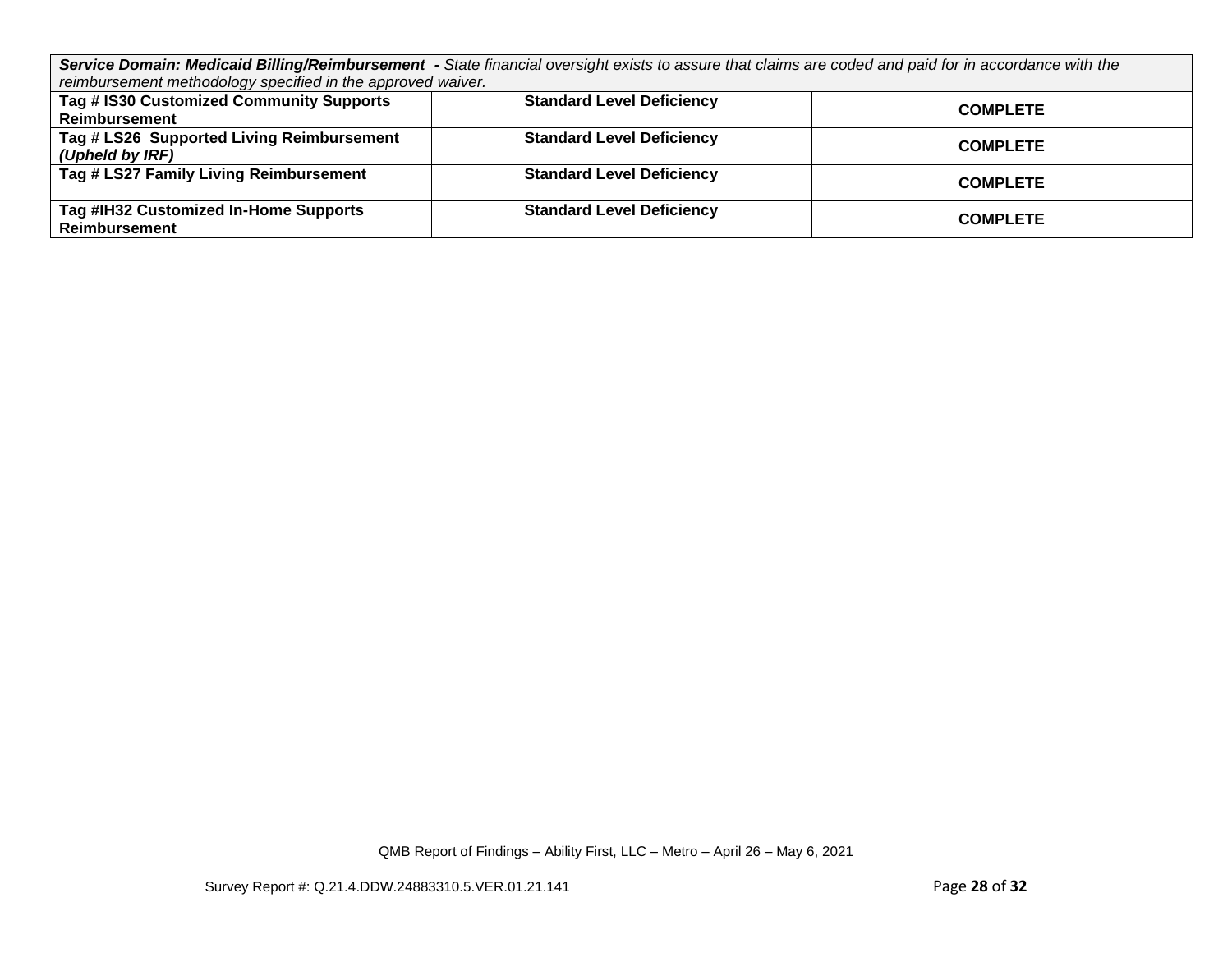| ***Service Domain: Medicaid Billing/Reimbursement** - State financial oversight exists to assure that claims are coded and paid for in accordance with the reimbursement methodology specified in the approved waiver.* | | |
|---|---|---|
| **Tag # IS30 Customized Community Supports Reimbursement** | **Standard Level Deficiency** | **COMPLETE** |
| **Tag # LS26 Supported Living Reimbursement *(Upheld by IRF)*** | **Standard Level Deficiency** | **COMPLETE** |
| **Tag # LS27 Family Living Reimbursement** | **Standard Level Deficiency** | **COMPLETE** |
| **Tag #IH32 Customized In-Home Supports Reimbursement** | **Standard Level Deficiency** | **COMPLETE** |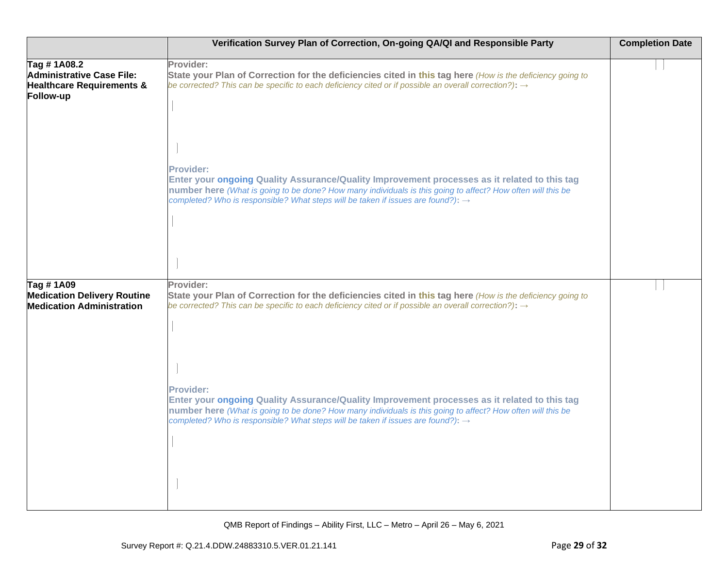| | Verification Survey Plan of Correction, On-going QA/QI and Responsible Party | Completion Date |
|---|---|---|
| **Tag # 1A08.2 Administrative Case File: Healthcare Requirements & Follow-up** | **Provider:** **State your Plan of Correction for the deficiencies cited in this tag here** *(How is the deficiency going to be corrected? This can be specific to each deficiency cited or if possible an overall correction?)*: → <br><br> **Provider:** **Enter your ongoing Quality Assurance/Quality Improvement processes as it related to this tag number here** *(What is going to be done? How many individuals is this going to affect? How often will this be completed? Who is responsible? What steps will be taken if issues are found?)*: → | |
| **Tag # 1A09 Medication Delivery Routine Medication Administration** | **Provider:** **State your Plan of Correction for the deficiencies cited in this tag here** *(How is the deficiency going to be corrected? This can be specific to each deficiency cited or if possible an overall correction?)*: → <br><br> **Provider:** **Enter your ongoing Quality Assurance/Quality Improvement processes as it related to this tag number here** *(What is going to be done? How many individuals is this going to affect? How often will this be completed? Who is responsible? What steps will be taken if issues are found?)*: → | |

QMB Report of Findings – Ability First, LLC – Metro – April 26 – May 6, 2021

Survey Report #: Q.21.4.DDW.24883310.5.VER.01.21.141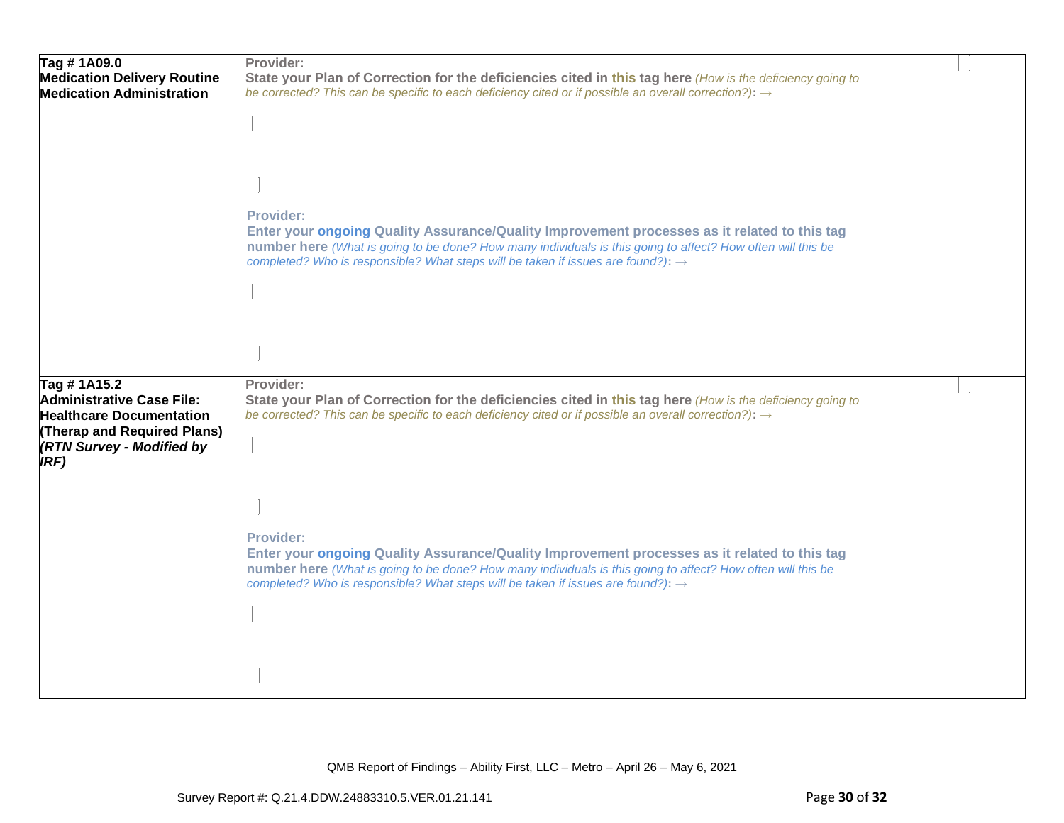| | | |
|---|---|---|
| **Tag # 1A09.0**<br>**Medication Delivery Routine Medication Administration** | **Provider:**<br>**State your Plan of Correction for the deficiencies cited in this tag here** *(How is the deficiency going to be corrected? This can be specific to each deficiency cited or if possible an overall correction?)*: →<br><br>**Provider:**<br>**Enter your ongoing Quality Assurance/Quality Improvement processes as it related to this tag number here** *(What is going to be done? How many individuals is this going to affect? How often will this be completed? Who is responsible? What steps will be taken if issues are found?)*: → | |
| **Tag # 1A15.2**<br>**Administrative Case File: Healthcare Documentation (Therap and Required Plans)**<br>***(RTN Survey - Modified by IRF)*** | **Provider:**<br>**State your Plan of Correction for the deficiencies cited in this tag here** *(How is the deficiency going to be corrected? This can be specific to each deficiency cited or if possible an overall correction?)*: →<br><br>**Provider:**<br>**Enter your ongoing Quality Assurance/Quality Improvement processes as it related to this tag number here** *(What is going to be done? How many individuals is this going to affect? How often will this be completed? Who is responsible? What steps will be taken if issues are found?)*: → | |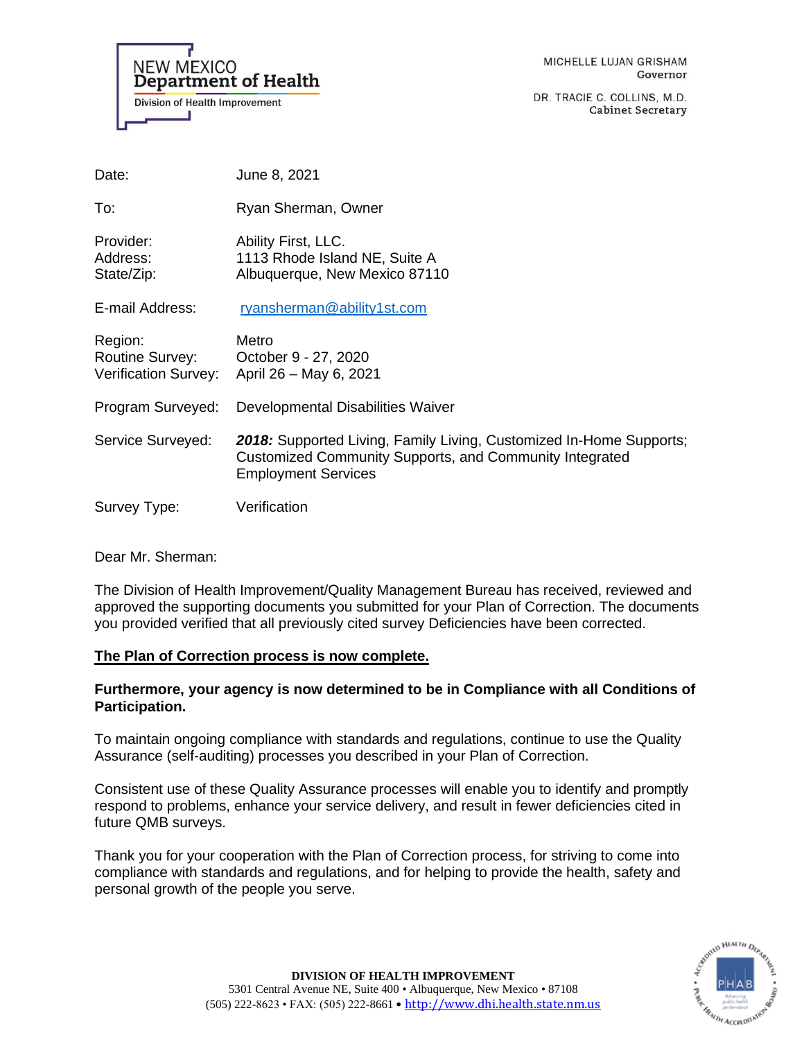NEW MEXICO
**Department of Health**
Division of Health Improvement

MICHELLE LUJAN GRISHAM
Governor

DR. TRACIE C. COLLINS, M.D.
Cabinet Secretary

| | |
|---|---|
| Date: | June 8, 2021 |
| To: | Ryan Sherman, Owner |
| Provider:<br>Address:<br>State/Zip: | Ability First, LLC.<br>1113 Rhode Island NE, Suite A<br>Albuquerque, New Mexico 87110 |
| E-mail Address: | ryansherman@ability1st.com |
| Region:<br>Routine Survey:<br>Verification Survey: | Metro<br>October 9 - 27, 2020<br>April 26 – May 6, 2021 |
| Program Surveyed: | Developmental Disabilities Waiver |
| Service Surveyed: | ***2018:*** Supported Living, Family Living, Customized In-Home Supports; Customized Community Supports, and Community Integrated Employment Services |
| Survey Type: | Verification |

Dear Mr. Sherman:

The Division of Health Improvement/Quality Management Bureau has received, reviewed and approved the supporting documents you submitted for your Plan of Correction. The documents you provided verified that all previously cited survey Deficiencies have been corrected.

**The Plan of Correction process is now complete.**

**Furthermore, your agency is now determined to be in Compliance with all Conditions of Participation.**

To maintain ongoing compliance with standards and regulations, continue to use the Quality Assurance (self-auditing) processes you described in your Plan of Correction.

Consistent use of these Quality Assurance processes will enable you to identify and promptly respond to problems, enhance your service delivery, and result in fewer deficiencies cited in future QMB surveys.

Thank you for your cooperation with the Plan of Correction process, for striving to come into compliance with standards and regulations, and for helping to provide the health, safety and personal growth of the people you serve.

**DIVISION OF HEALTH IMPROVEMENT**
5301 Central Avenue NE, Suite 400 • Albuquerque, New Mexico • 87108
(505) 222-8623 • FAX: (505) 222-8661 • http://www.dhi.health.state.nm.us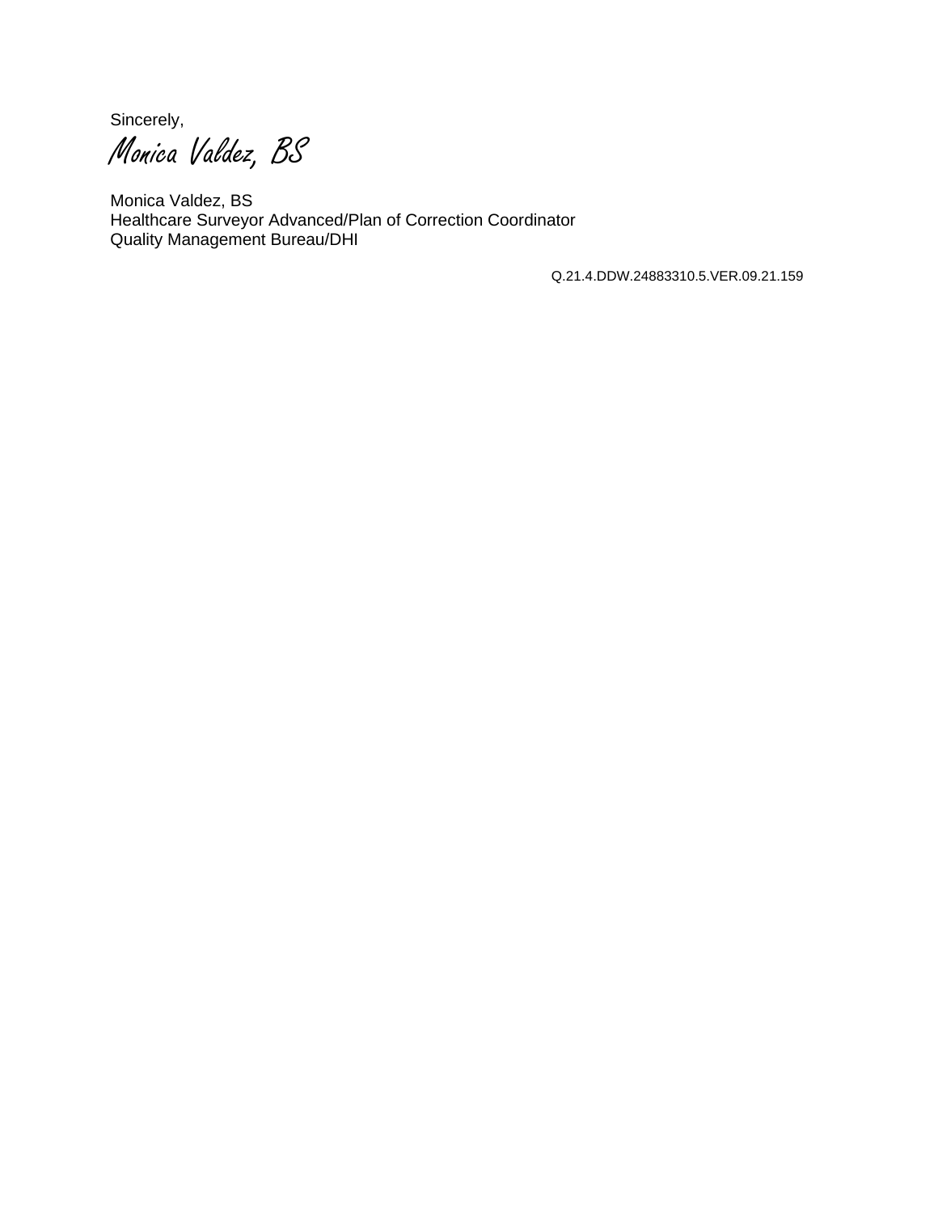Sincerely,

*Monica Valdez, BS*

Monica Valdez, BS
Healthcare Surveyor Advanced/Plan of Correction Coordinator
Quality Management Bureau/DHI

Q.21.4.DDW.24883310.5.VER.09.21.159